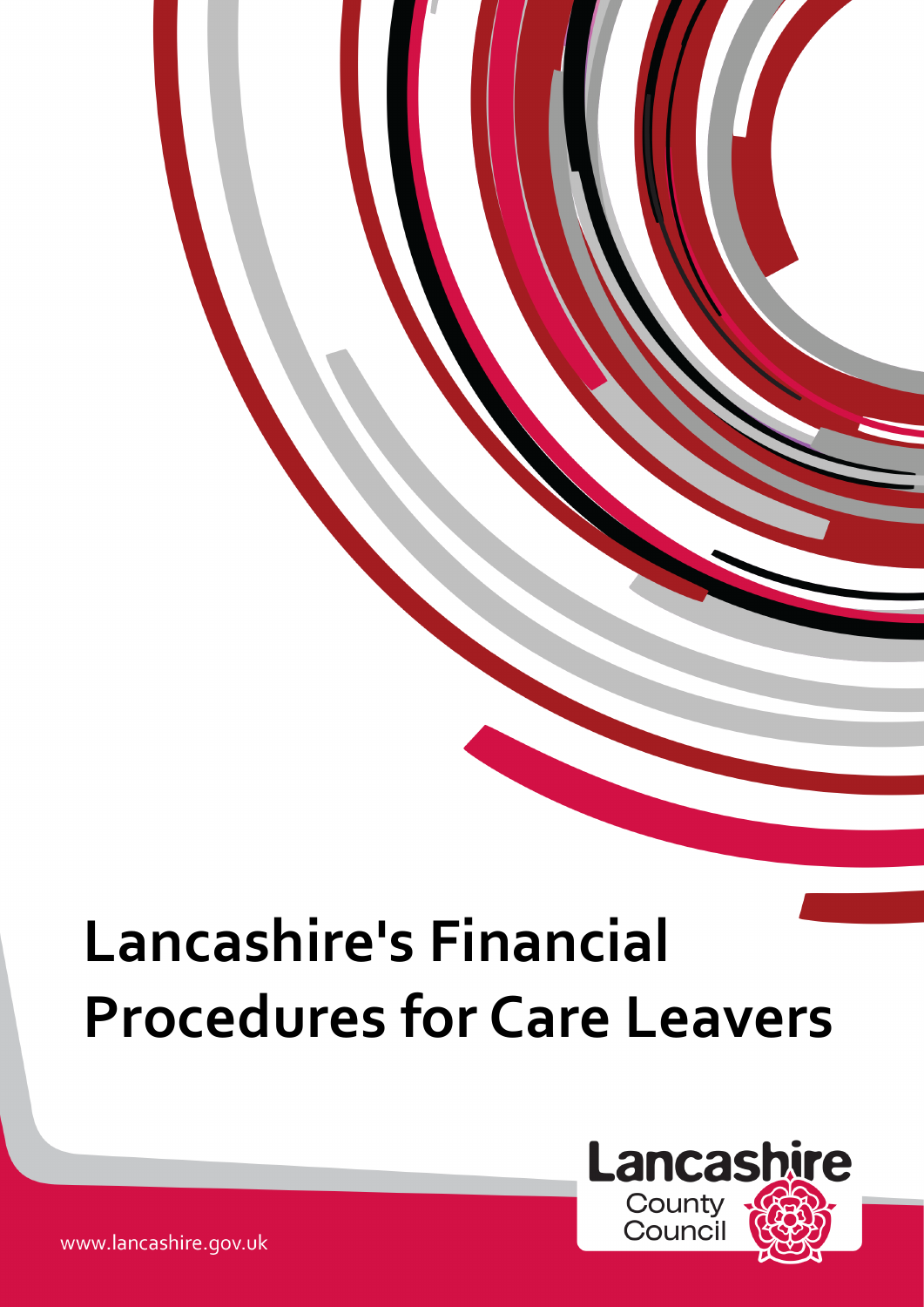# Lancashire's Financial Procedures for Care Leavers

Lancashire County Council

www.lancashire.gov.uk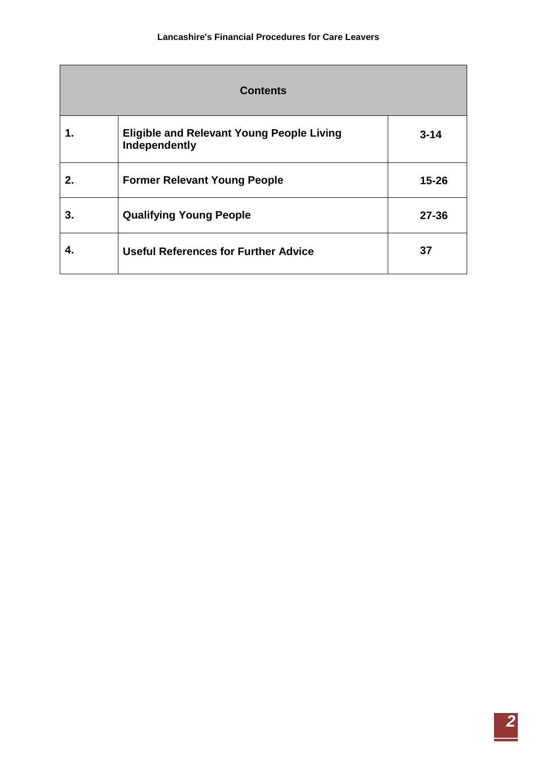| Contents | | |
|---|---|---|
| **1.** | **Eligible and Relevant Young People Living Independently** | **3-14** |
| **2.** | **Former Relevant Young People** | **15-26** |
| **3.** | **Qualifying Young People** | **27-36** |
| **4.** | **Useful References for Further Advice** | **37** |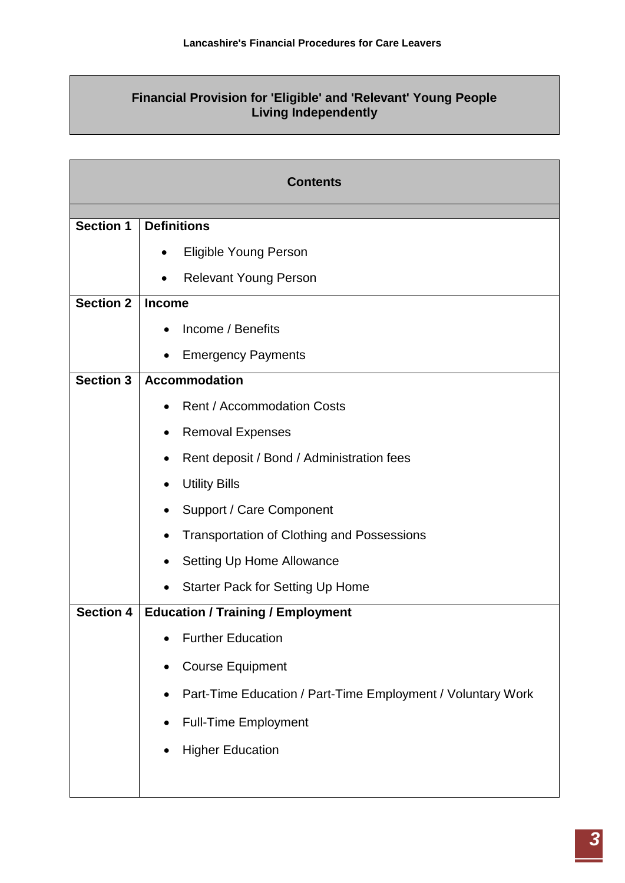**Lancashire's Financial Procedures for Care Leavers**

## Financial Provision for 'Eligible' and 'Relevant' Young People Living Independently

| Contents | |
|---|---|
| **Section 1** | **Definitions**<br>• Eligible Young Person<br>• Relevant Young Person |
| **Section 2** | **Income**<br>• Income / Benefits<br>• Emergency Payments |
| **Section 3** | **Accommodation**<br>• Rent / Accommodation Costs<br>• Removal Expenses<br>• Rent deposit / Bond / Administration fees<br>• Utility Bills<br>• Support / Care Component<br>• Transportation of Clothing and Possessions<br>• Setting Up Home Allowance<br>• Starter Pack for Setting Up Home |
| **Section 4** | **Education / Training / Employment**<br>• Further Education<br>• Course Equipment<br>• Part-Time Education / Part-Time Employment / Voluntary Work<br>• Full-Time Employment<br>• Higher Education |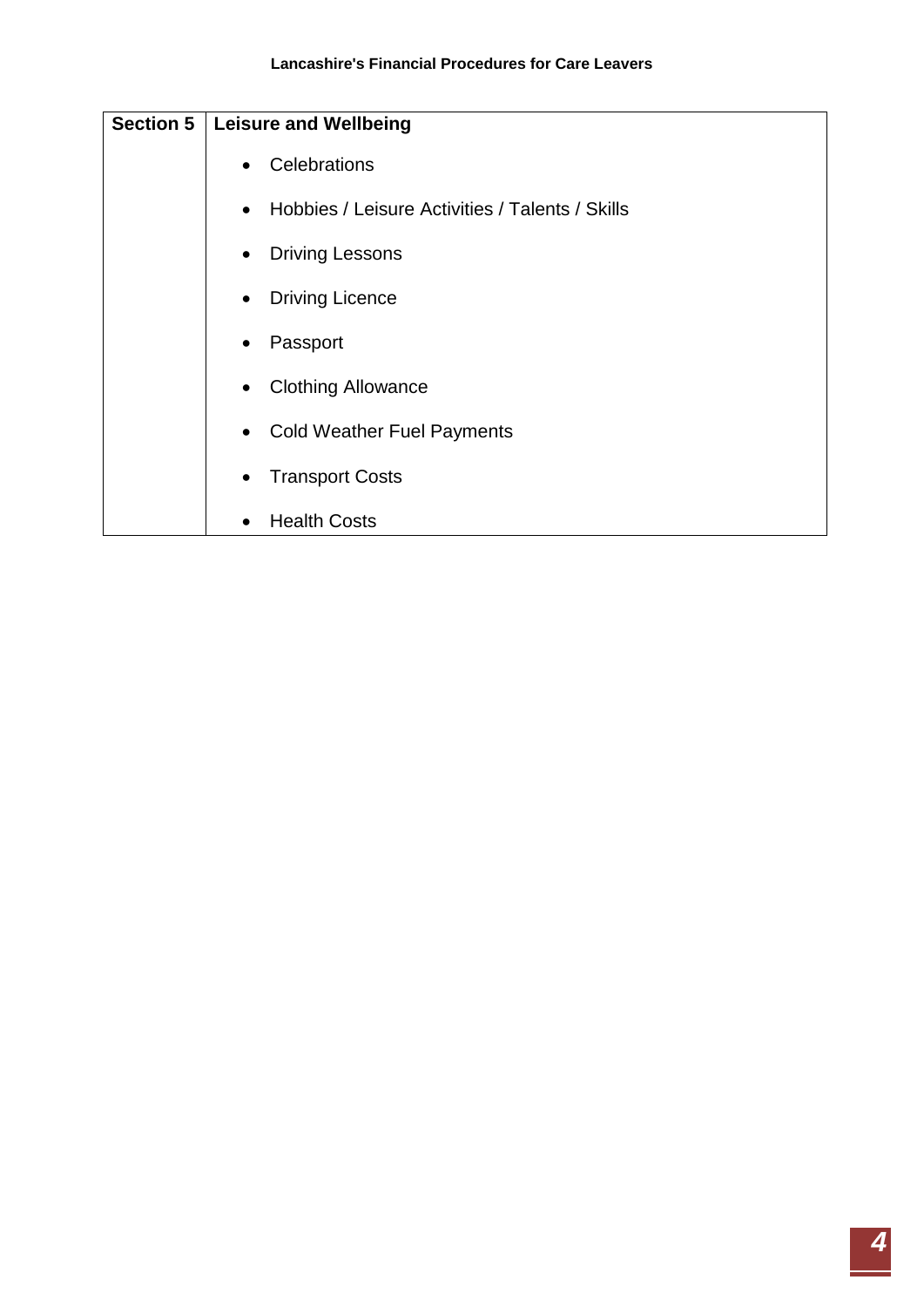| Section 5 | Leisure and Wellbeing |
|---|---|
| | • Celebrations<br>• Hobbies / Leisure Activities / Talents / Skills<br>• Driving Lessons<br>• Driving Licence<br>• Passport<br>• Clothing Allowance<br>• Cold Weather Fuel Payments<br>• Transport Costs<br>• Health Costs |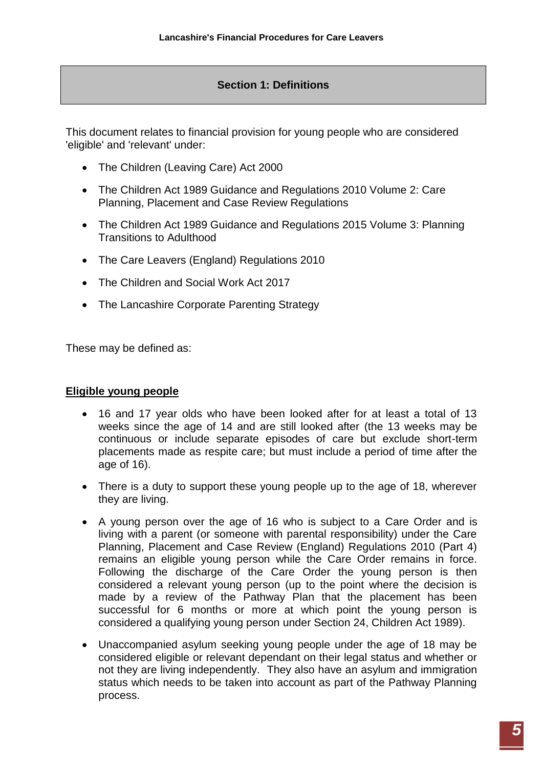## Section 1: Definitions

This document relates to financial provision for young people who are considered 'eligible' and 'relevant' under:

- The Children (Leaving Care) Act 2000
- The Children Act 1989 Guidance and Regulations 2010 Volume 2: Care Planning, Placement and Case Review Regulations
- The Children Act 1989 Guidance and Regulations 2015 Volume 3: Planning Transitions to Adulthood
- The Care Leavers (England) Regulations 2010
- The Children and Social Work Act 2017
- The Lancashire Corporate Parenting Strategy

These may be defined as:

### Eligible young people

- 16 and 17 year olds who have been looked after for at least a total of 13 weeks since the age of 14 and are still looked after (the 13 weeks may be continuous or include separate episodes of care but exclude short-term placements made as respite care; but must include a period of time after the age of 16).
- There is a duty to support these young people up to the age of 18, wherever they are living.
- A young person over the age of 16 who is subject to a Care Order and is living with a parent (or someone with parental responsibility) under the Care Planning, Placement and Case Review (England) Regulations 2010 (Part 4) remains an eligible young person while the Care Order remains in force. Following the discharge of the Care Order the young person is then considered a relevant young person (up to the point where the decision is made by a review of the Pathway Plan that the placement has been successful for 6 months or more at which point the young person is considered a qualifying young person under Section 24, Children Act 1989).
- Unaccompanied asylum seeking young people under the age of 18 may be considered eligible or relevant dependant on their legal status and whether or not they are living independently. They also have an asylum and immigration status which needs to be taken into account as part of the Pathway Planning process.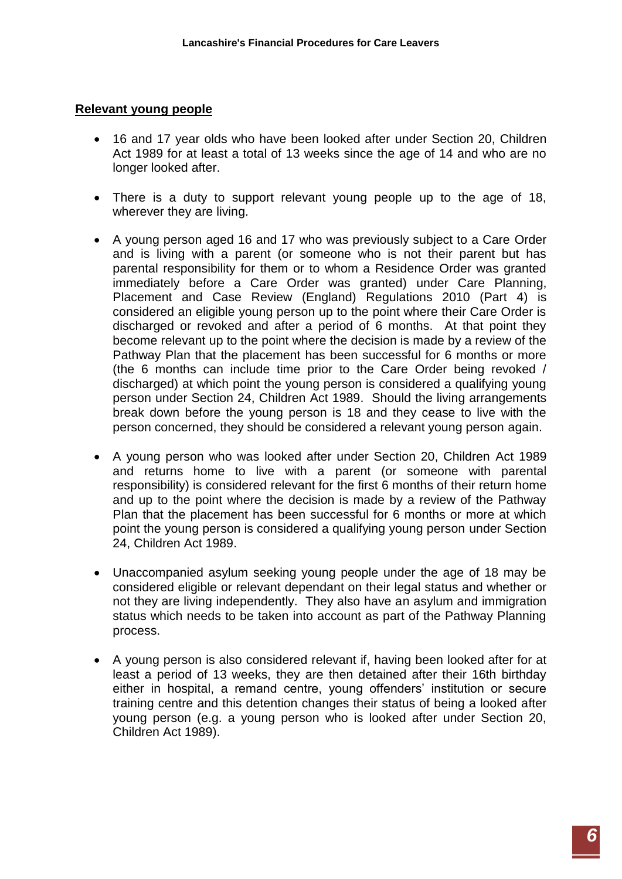**Relevant young people**

- 16 and 17 year olds who have been looked after under Section 20, Children Act 1989 for at least a total of 13 weeks since the age of 14 and who are no longer looked after.

- There is a duty to support relevant young people up to the age of 18, wherever they are living.

- A young person aged 16 and 17 who was previously subject to a Care Order and is living with a parent (or someone who is not their parent but has parental responsibility for them or to whom a Residence Order was granted immediately before a Care Order was granted) under Care Planning, Placement and Case Review (England) Regulations 2010 (Part 4) is considered an eligible young person up to the point where their Care Order is discharged or revoked and after a period of 6 months. At that point they become relevant up to the point where the decision is made by a review of the Pathway Plan that the placement has been successful for 6 months or more (the 6 months can include time prior to the Care Order being revoked / discharged) at which point the young person is considered a qualifying young person under Section 24, Children Act 1989. Should the living arrangements break down before the young person is 18 and they cease to live with the person concerned, they should be considered a relevant young person again.

- A young person who was looked after under Section 20, Children Act 1989 and returns home to live with a parent (or someone with parental responsibility) is considered relevant for the first 6 months of their return home and up to the point where the decision is made by a review of the Pathway Plan that the placement has been successful for 6 months or more at which point the young person is considered a qualifying young person under Section 24, Children Act 1989.

- Unaccompanied asylum seeking young people under the age of 18 may be considered eligible or relevant dependant on their legal status and whether or not they are living independently. They also have an asylum and immigration status which needs to be taken into account as part of the Pathway Planning process.

- A young person is also considered relevant if, having been looked after for at least a period of 13 weeks, they are then detained after their 16th birthday either in hospital, a remand centre, young offenders' institution or secure training centre and this detention changes their status of being a looked after young person (e.g. a young person who is looked after under Section 20, Children Act 1989).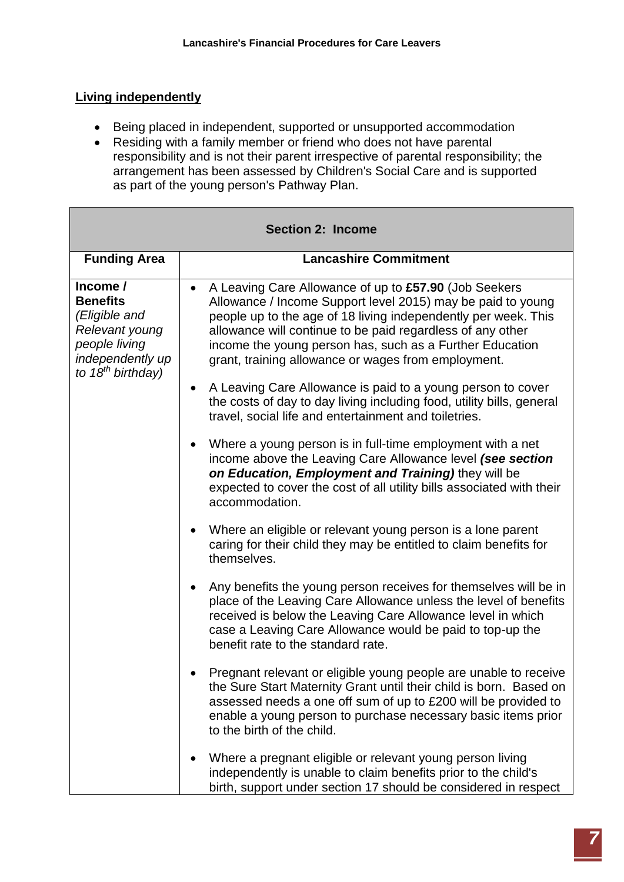**Living independently**

- Being placed in independent, supported or unsupported accommodation
- Residing with a family member or friend who does not have parental responsibility and is not their parent irrespective of parental responsibility; the arrangement has been assessed by Children's Social Care and is supported as part of the young person's Pathway Plan.

| Section 2: Income | |
|---|---|
| **Funding Area** | **Lancashire Commitment** |
| **Income / Benefits** *(Eligible and Relevant young people living independently up to 18th birthday)* | • A Leaving Care Allowance of up to **£57.90** (Job Seekers Allowance / Income Support level 2015) may be paid to young people up to the age of 18 living independently per week. This allowance will continue to be paid regardless of any other income the young person has, such as a Further Education grant, training allowance or wages from employment.<br><br>• A Leaving Care Allowance is paid to a young person to cover the costs of day to day living including food, utility bills, general travel, social life and entertainment and toiletries.<br><br>• Where a young person is in full-time employment with a net income above the Leaving Care Allowance level ***(see section on Education, Employment and Training)*** they will be expected to cover the cost of all utility bills associated with their accommodation.<br><br>• Where an eligible or relevant young person is a lone parent caring for their child they may be entitled to claim benefits for themselves.<br><br>• Any benefits the young person receives for themselves will be in place of the Leaving Care Allowance unless the level of benefits received is below the Leaving Care Allowance level in which case a Leaving Care Allowance would be paid to top-up the benefit rate to the standard rate.<br><br>• Pregnant relevant or eligible young people are unable to receive the Sure Start Maternity Grant until their child is born. Based on assessed needs a one off sum of up to £200 will be provided to enable a young person to purchase necessary basic items prior to the birth of the child.<br><br>• Where a pregnant eligible or relevant young person living independently is unable to claim benefits prior to the child's birth, support under section 17 should be considered in respect |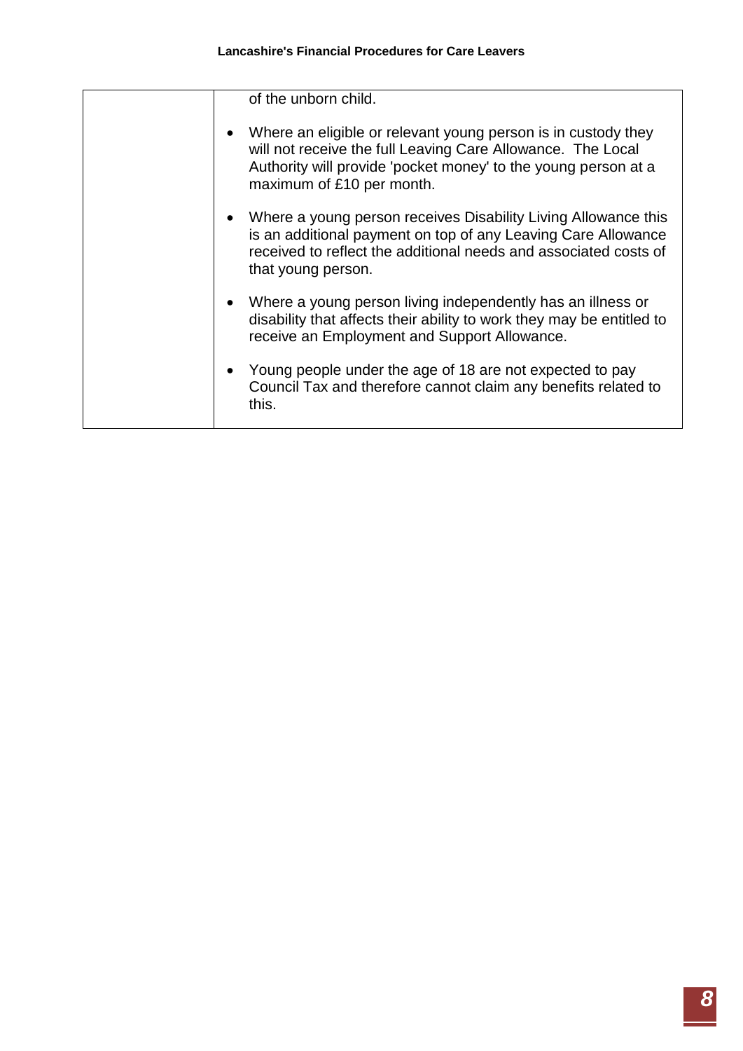| | |
|---|---|
| | of the unborn child.<br><br>• Where an eligible or relevant young person is in custody they will not receive the full Leaving Care Allowance. The Local Authority will provide 'pocket money' to the young person at a maximum of £10 per month.<br><br>• Where a young person receives Disability Living Allowance this is an additional payment on top of any Leaving Care Allowance received to reflect the additional needs and associated costs of that young person.<br><br>• Where a young person living independently has an illness or disability that affects their ability to work they may be entitled to receive an Employment and Support Allowance.<br><br>• Young people under the age of 18 are not expected to pay Council Tax and therefore cannot claim any benefits related to this. |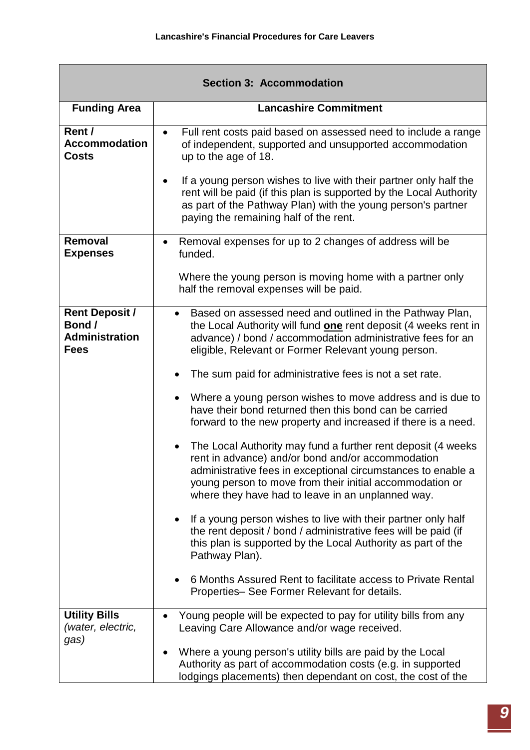| Section 3: Accommodation | |
|---|---|
| **Funding Area** | **Lancashire Commitment** |
| **Rent / Accommodation Costs** | • Full rent costs paid based on assessed need to include a range of independent, supported and unsupported accommodation up to the age of 18.<br><br>• If a young person wishes to live with their partner only half the rent will be paid (if this plan is supported by the Local Authority as part of the Pathway Plan) with the young person's partner paying the remaining half of the rent. |
| **Removal Expenses** | • Removal expenses for up to 2 changes of address will be funded.<br><br>Where the young person is moving home with a partner only half the removal expenses will be paid. |
| **Rent Deposit / Bond / Administration Fees** | • Based on assessed need and outlined in the Pathway Plan, the Local Authority will fund **one** rent deposit (4 weeks rent in advance) / bond / accommodation administrative fees for an eligible, Relevant or Former Relevant young person.<br><br>• The sum paid for administrative fees is not a set rate.<br><br>• Where a young person wishes to move address and is due to have their bond returned then this bond can be carried forward to the new property and increased if there is a need.<br><br>• The Local Authority may fund a further rent deposit (4 weeks rent in advance) and/or bond and/or accommodation administrative fees in exceptional circumstances to enable a young person to move from their initial accommodation or where they have had to leave in an unplanned way.<br><br>• If a young person wishes to live with their partner only half the rent deposit / bond / administrative fees will be paid (if this plan is supported by the Local Authority as part of the Pathway Plan).<br><br>• 6 Months Assured Rent to facilitate access to Private Rental Properties– See Former Relevant for details. |
| **Utility Bills** *(water, electric, gas)* | • Young people will be expected to pay for utility bills from any Leaving Care Allowance and/or wage received.<br><br>• Where a young person's utility bills are paid by the Local Authority as part of accommodation costs (e.g. in supported lodgings placements) then dependant on cost, the cost of the |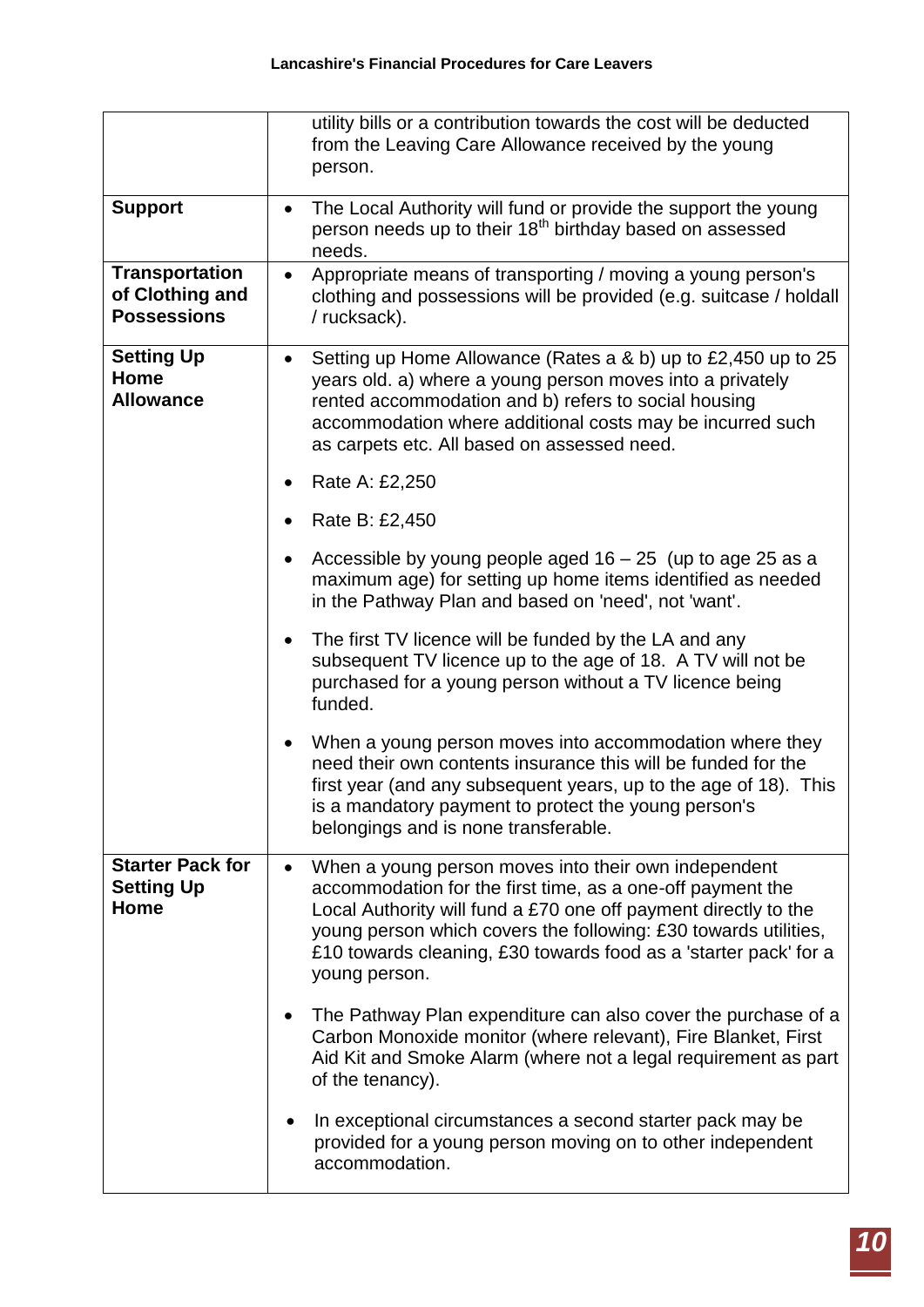| | |
|---|---|
| | utility bills or a contribution towards the cost will be deducted from the Leaving Care Allowance received by the young person. |
| **Support** | • The Local Authority will fund or provide the support the young person needs up to their 18th birthday based on assessed needs. |
| **Transportation of Clothing and Possessions** | • Appropriate means of transporting / moving a young person's clothing and possessions will be provided (e.g. suitcase / holdall / rucksack). |
| **Setting Up Home Allowance** | • Setting up Home Allowance (Rates a & b) up to £2,450 up to 25 years old. a) where a young person moves into a privately rented accommodation and b) refers to social housing accommodation where additional costs may be incurred such as carpets etc. All based on assessed need.<br><br>• Rate A: £2,250<br><br>• Rate B: £2,450<br><br>• Accessible by young people aged 16 – 25 (up to age 25 as a maximum age) for setting up home items identified as needed in the Pathway Plan and based on 'need', not 'want'.<br><br>• The first TV licence will be funded by the LA and any subsequent TV licence up to the age of 18. A TV will not be purchased for a young person without a TV licence being funded.<br><br>• When a young person moves into accommodation where they need their own contents insurance this will be funded for the first year (and any subsequent years, up to the age of 18). This is a mandatory payment to protect the young person's belongings and is none transferable. |
| **Starter Pack for Setting Up Home** | • When a young person moves into their own independent accommodation for the first time, as a one-off payment the Local Authority will fund a £70 one off payment directly to the young person which covers the following: £30 towards utilities, £10 towards cleaning, £30 towards food as a 'starter pack' for a young person.<br><br>• The Pathway Plan expenditure can also cover the purchase of a Carbon Monoxide monitor (where relevant), Fire Blanket, First Aid Kit and Smoke Alarm (where not a legal requirement as part of the tenancy).<br><br>• In exceptional circumstances a second starter pack may be provided for a young person moving on to other independent accommodation. |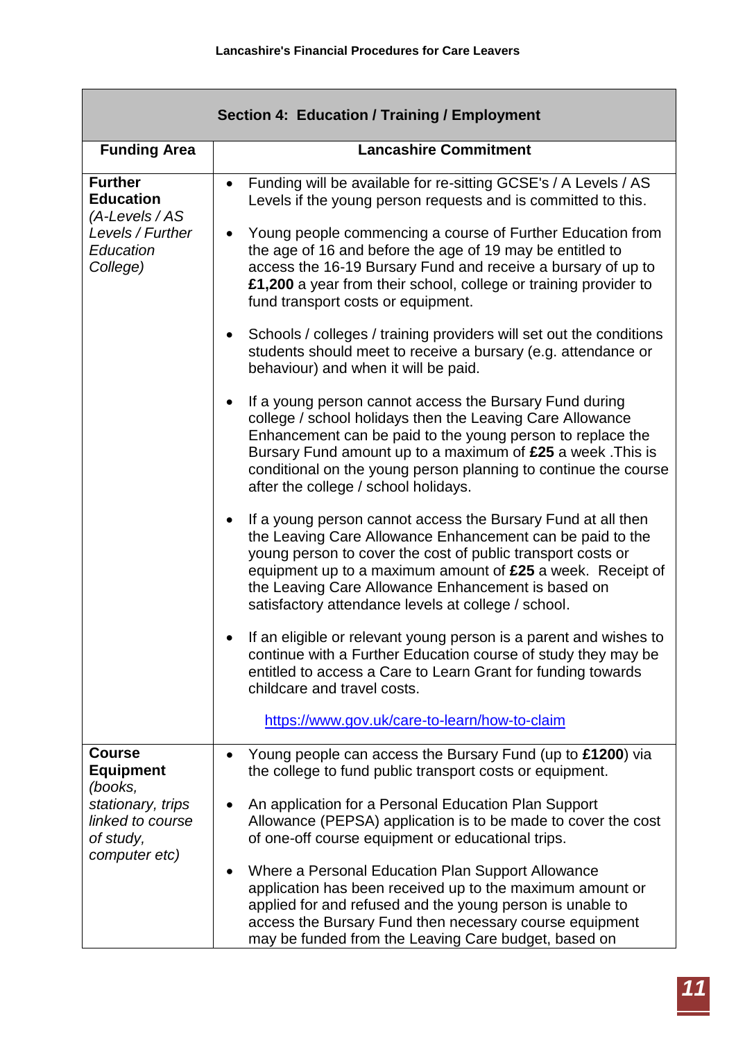| Section 4: Education / Training / Employment | |
|---|---|
| **Funding Area** | **Lancashire Commitment** |
| **Further Education** *(A-Levels / AS Levels / Further Education College)* | • Funding will be available for re-sitting GCSE's / A Levels / AS Levels if the young person requests and is committed to this.<br><br>• Young people commencing a course of Further Education from the age of 16 and before the age of 19 may be entitled to access the 16-19 Bursary Fund and receive a bursary of up to **£1,200** a year from their school, college or training provider to fund transport costs or equipment.<br><br>• Schools / colleges / training providers will set out the conditions students should meet to receive a bursary (e.g. attendance or behaviour) and when it will be paid.<br><br>• If a young person cannot access the Bursary Fund during college / school holidays then the Leaving Care Allowance Enhancement can be paid to the young person to replace the Bursary Fund amount up to a maximum of **£25** a week .This is conditional on the young person planning to continue the course after the college / school holidays.<br><br>• If a young person cannot access the Bursary Fund at all then the Leaving Care Allowance Enhancement can be paid to the young person to cover the cost of public transport costs or equipment up to a maximum amount of **£25** a week. Receipt of the Leaving Care Allowance Enhancement is based on satisfactory attendance levels at college / school.<br><br>• If an eligible or relevant young person is a parent and wishes to continue with a Further Education course of study they may be entitled to access a Care to Learn Grant for funding towards childcare and travel costs.<br><br>https://www.gov.uk/care-to-learn/how-to-claim |
| **Course Equipment** *(books, stationary, trips linked to course of study, computer etc)* | • Young people can access the Bursary Fund (up to **£1200**) via the college to fund public transport costs or equipment.<br><br>• An application for a Personal Education Plan Support Allowance (PEPSA) application is to be made to cover the cost of one-off course equipment or educational trips.<br><br>• Where a Personal Education Plan Support Allowance application has been received up to the maximum amount or applied for and refused and the young person is unable to access the Bursary Fund then necessary course equipment may be funded from the Leaving Care budget, based on |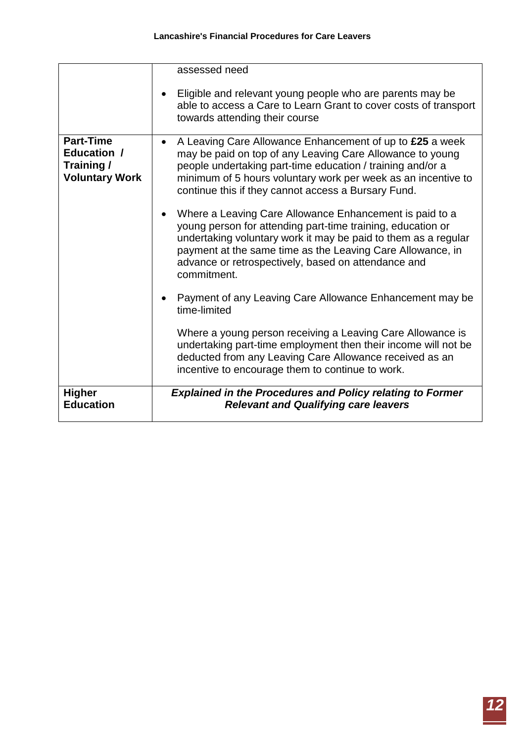| | |
|---|---|
| | assessed need<br><br>• Eligible and relevant young people who are parents may be able to access a Care to Learn Grant to cover costs of transport towards attending their course |
| **Part-Time Education / Training / Voluntary Work** | • A Leaving Care Allowance Enhancement of up to **£25** a week may be paid on top of any Leaving Care Allowance to young people undertaking part-time education / training and/or a minimum of 5 hours voluntary work per week as an incentive to continue this if they cannot access a Bursary Fund.<br><br>• Where a Leaving Care Allowance Enhancement is paid to a young person for attending part-time training, education or undertaking voluntary work it may be paid to them as a regular payment at the same time as the Leaving Care Allowance, in advance or retrospectively, based on attendance and commitment.<br><br>• Payment of any Leaving Care Allowance Enhancement may be time-limited<br><br>Where a young person receiving a Leaving Care Allowance is undertaking part-time employment then their income will not be deducted from any Leaving Care Allowance received as an incentive to encourage them to continue to work. |
| **Higher Education** | ***Explained in the Procedures and Policy relating to Former Relevant and Qualifying care leavers*** |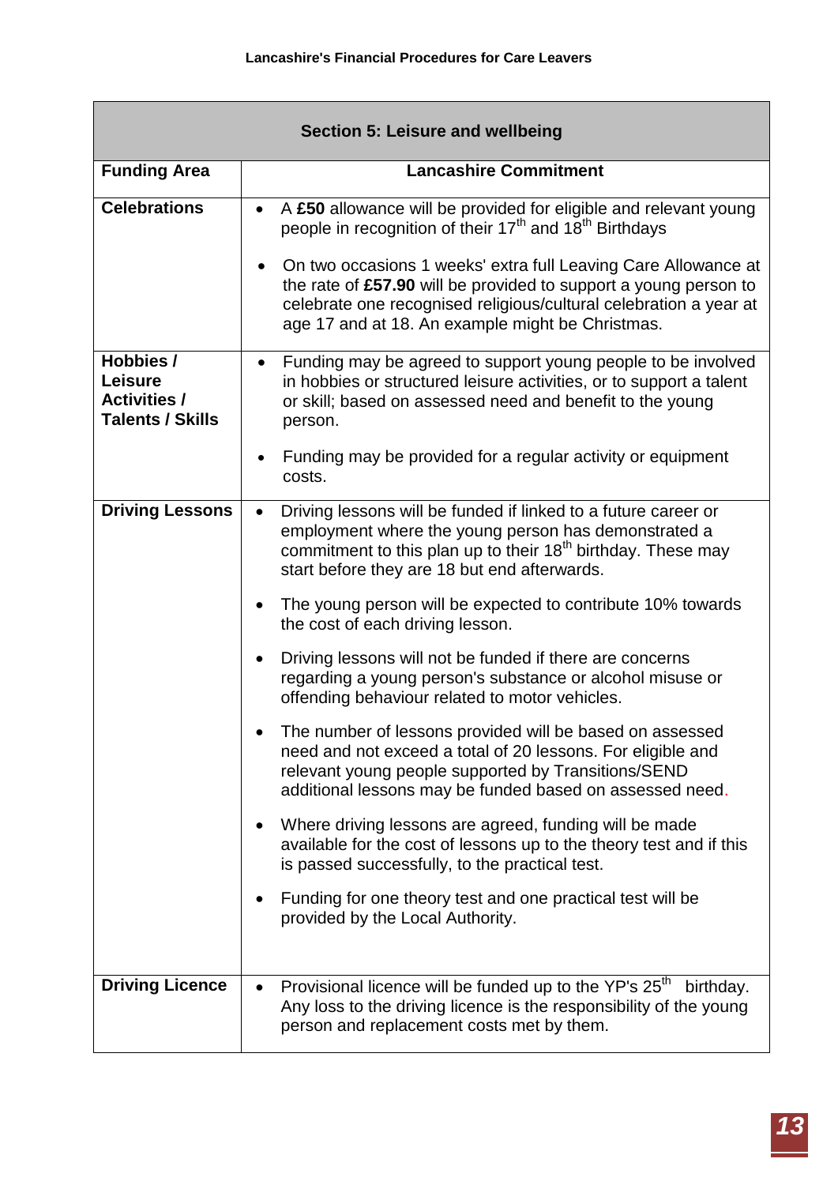| Section 5: Leisure and wellbeing | |
|---|---|
| **Funding Area** | **Lancashire Commitment** |
| **Celebrations** | • A **£50** allowance will be provided for eligible and relevant young people in recognition of their 17th and 18th Birthdays<br><br>• On two occasions 1 weeks' extra full Leaving Care Allowance at the rate of **£57.90** will be provided to support a young person to celebrate one recognised religious/cultural celebration a year at age 17 and at 18. An example might be Christmas. |
| **Hobbies / Leisure Activities / Talents / Skills** | • Funding may be agreed to support young people to be involved in hobbies or structured leisure activities, or to support a talent or skill; based on assessed need and benefit to the young person.<br><br>• Funding may be provided for a regular activity or equipment costs. |
| **Driving Lessons** | • Driving lessons will be funded if linked to a future career or employment where the young person has demonstrated a commitment to this plan up to their 18th birthday. These may start before they are 18 but end afterwards.<br><br>• The young person will be expected to contribute 10% towards the cost of each driving lesson.<br><br>• Driving lessons will not be funded if there are concerns regarding a young person's substance or alcohol misuse or offending behaviour related to motor vehicles.<br><br>• The number of lessons provided will be based on assessed need and not exceed a total of 20 lessons. For eligible and relevant young people supported by Transitions/SEND additional lessons may be funded based on assessed need.<br><br>• Where driving lessons are agreed, funding will be made available for the cost of lessons up to the theory test and if this is passed successfully, to the practical test.<br><br>• Funding for one theory test and one practical test will be provided by the Local Authority. |
| **Driving Licence** | • Provisional licence will be funded up to the YP's 25th birthday. Any loss to the driving licence is the responsibility of the young person and replacement costs met by them. |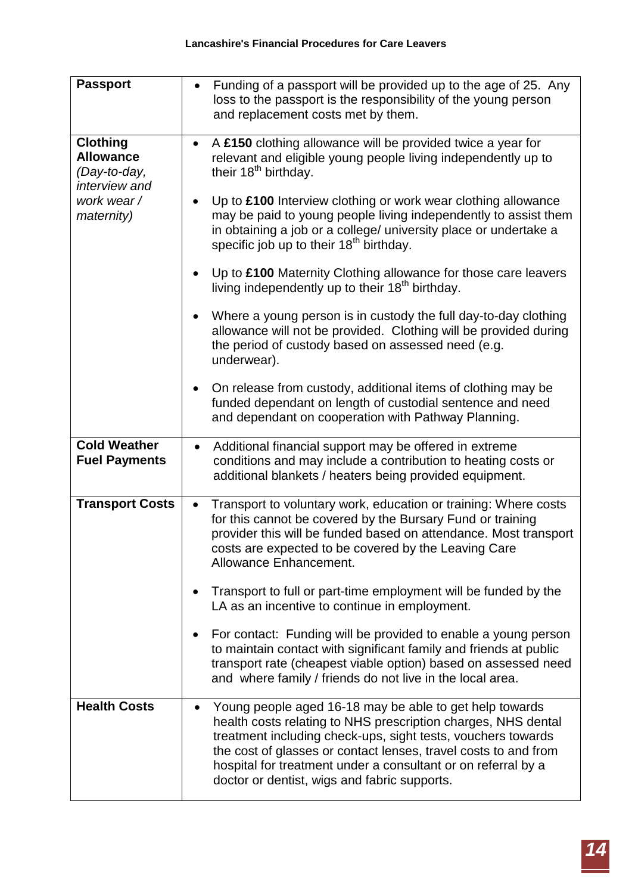| | |
|---|---|
| **Passport** | • Funding of a passport will be provided up to the age of 25. Any loss to the passport is the responsibility of the young person and replacement costs met by them. |
| **Clothing Allowance** *(Day-to-day, interview and work wear / maternity)* | • A **£150** clothing allowance will be provided twice a year for relevant and eligible young people living independently up to their 18th birthday.<br><br>• Up to **£100** Interview clothing or work wear clothing allowance may be paid to young people living independently to assist them in obtaining a job or a college/ university place or undertake a specific job up to their 18th birthday.<br><br>• Up to **£100** Maternity Clothing allowance for those care leavers living independently up to their 18th birthday.<br><br>• Where a young person is in custody the full day-to-day clothing allowance will not be provided. Clothing will be provided during the period of custody based on assessed need (e.g. underwear).<br><br>• On release from custody, additional items of clothing may be funded dependant on length of custodial sentence and need and dependant on cooperation with Pathway Planning. |
| **Cold Weather Fuel Payments** | • Additional financial support may be offered in extreme conditions and may include a contribution to heating costs or additional blankets / heaters being provided equipment. |
| **Transport Costs** | • Transport to voluntary work, education or training: Where costs for this cannot be covered by the Bursary Fund or training provider this will be funded based on attendance. Most transport costs are expected to be covered by the Leaving Care Allowance Enhancement.<br><br>• Transport to full or part-time employment will be funded by the LA as an incentive to continue in employment.<br><br>• For contact: Funding will be provided to enable a young person to maintain contact with significant family and friends at public transport rate (cheapest viable option) based on assessed need and where family / friends do not live in the local area. |
| **Health Costs** | • Young people aged 16-18 may be able to get help towards health costs relating to NHS prescription charges, NHS dental treatment including check-ups, sight tests, vouchers towards the cost of glasses or contact lenses, travel costs to and from hospital for treatment under a consultant or on referral by a doctor or dentist, wigs and fabric supports. |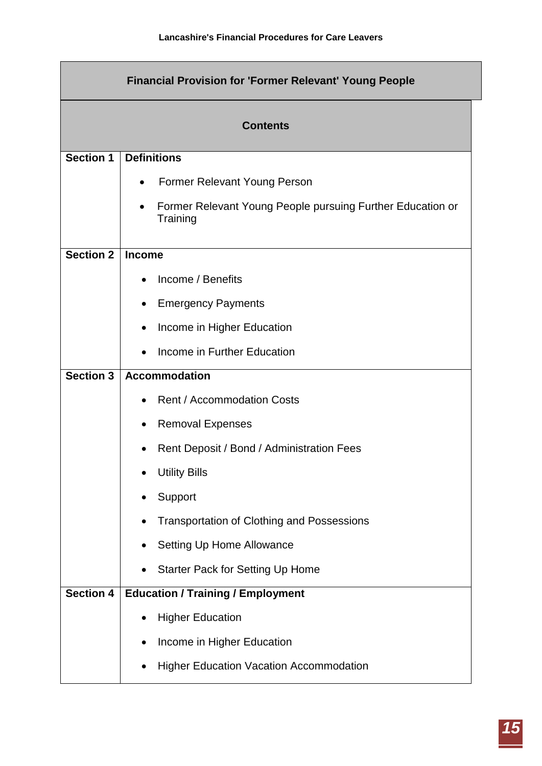## Financial Provision for 'Former Relevant' Young People

### Contents

| | |
|---|---|
| **Section 1** | **Definitions**<br>• Former Relevant Young Person<br>• Former Relevant Young People pursuing Further Education or Training |
| **Section 2** | **Income**<br>• Income / Benefits<br>• Emergency Payments<br>• Income in Higher Education<br>• Income in Further Education |
| **Section 3** | **Accommodation**<br>• Rent / Accommodation Costs<br>• Removal Expenses<br>• Rent Deposit / Bond / Administration Fees<br>• Utility Bills<br>• Support<br>• Transportation of Clothing and Possessions<br>• Setting Up Home Allowance<br>• Starter Pack for Setting Up Home |
| **Section 4** | **Education / Training / Employment**<br>• Higher Education<br>• Income in Higher Education<br>• Higher Education Vacation Accommodation |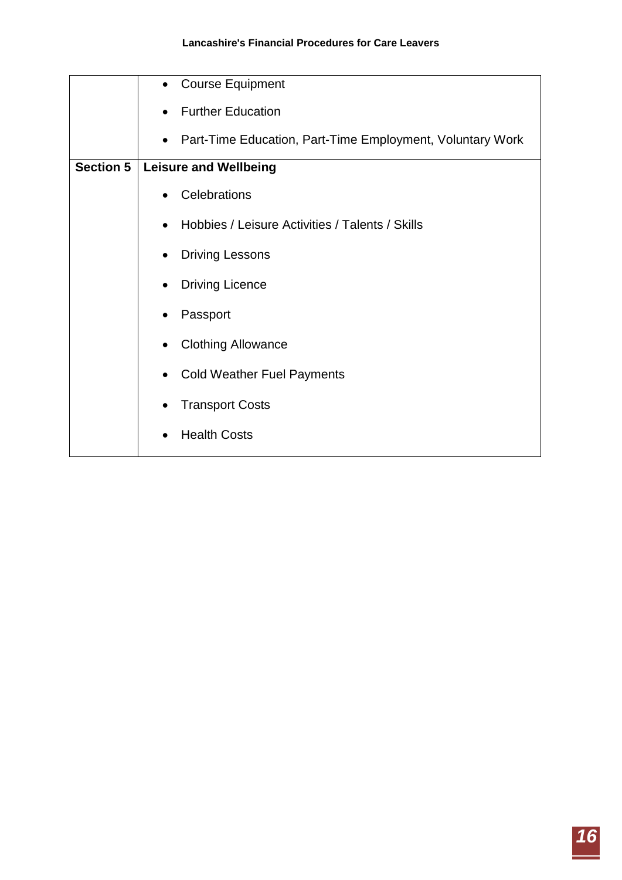| | |
|---|---|
| | • Course Equipment<br>• Further Education<br>• Part-Time Education, Part-Time Employment, Voluntary Work |
| **Section 5** | **Leisure and Wellbeing**<br>• Celebrations<br>• Hobbies / Leisure Activities / Talents / Skills<br>• Driving Lessons<br>• Driving Licence<br>• Passport<br>• Clothing Allowance<br>• Cold Weather Fuel Payments<br>• Transport Costs<br>• Health Costs |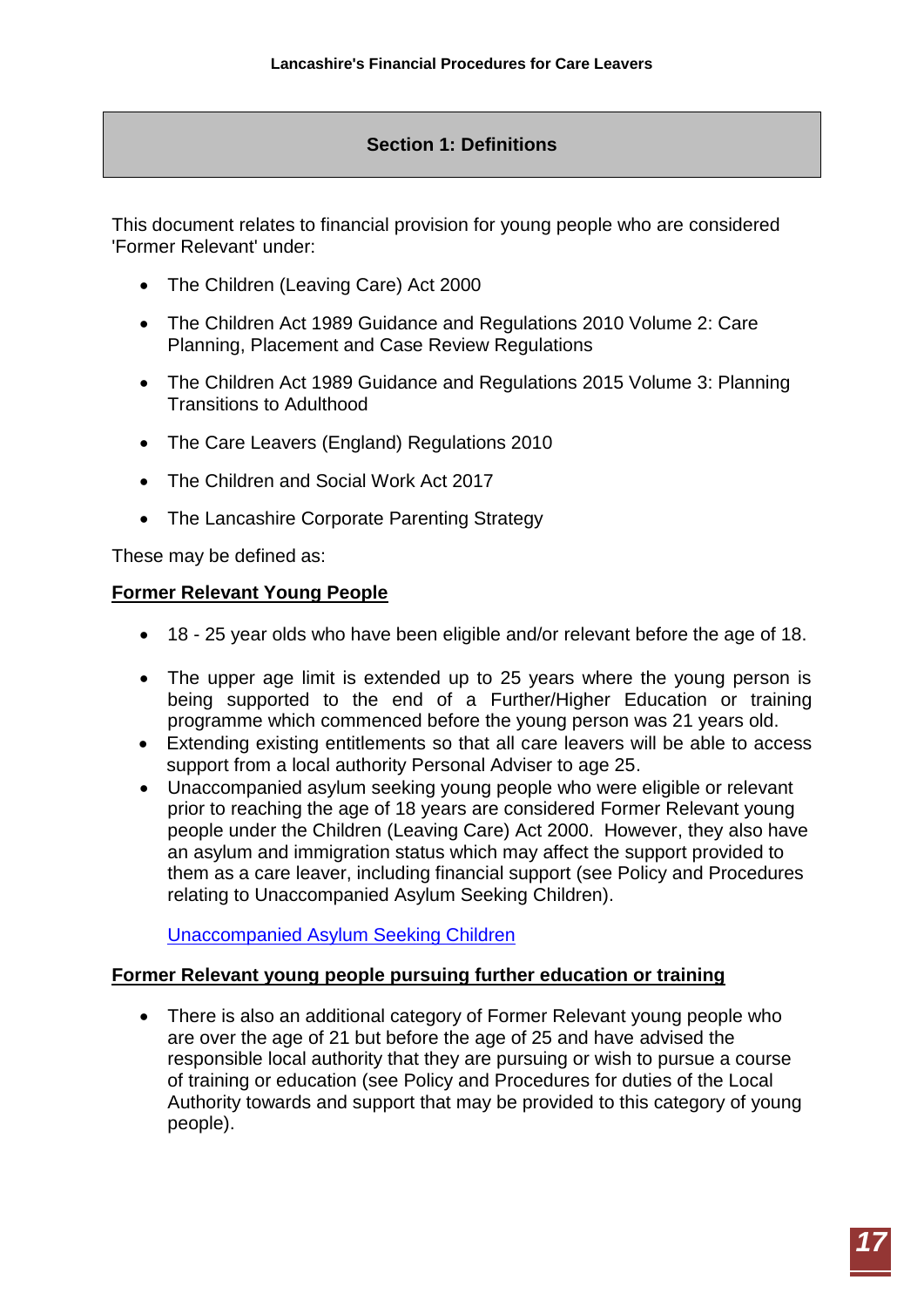## Section 1: Definitions

This document relates to financial provision for young people who are considered 'Former Relevant' under:

- The Children (Leaving Care) Act 2000
- The Children Act 1989 Guidance and Regulations 2010 Volume 2: Care Planning, Placement and Case Review Regulations
- The Children Act 1989 Guidance and Regulations 2015 Volume 3: Planning Transitions to Adulthood
- The Care Leavers (England) Regulations 2010
- The Children and Social Work Act 2017
- The Lancashire Corporate Parenting Strategy

These may be defined as:

**Former Relevant Young People**

- 18 - 25 year olds who have been eligible and/or relevant before the age of 18.
- The upper age limit is extended up to 25 years where the young person is being supported to the end of a Further/Higher Education or training programme which commenced before the young person was 21 years old.
- Extending existing entitlements so that all care leavers will be able to access support from a local authority Personal Adviser to age 25.
- Unaccompanied asylum seeking young people who were eligible or relevant prior to reaching the age of 18 years are considered Former Relevant young people under the Children (Leaving Care) Act 2000. However, they also have an asylum and immigration status which may affect the support provided to them as a care leaver, including financial support (see Policy and Procedures relating to Unaccompanied Asylum Seeking Children).

  Unaccompanied Asylum Seeking Children

**Former Relevant young people pursuing further education or training**

- There is also an additional category of Former Relevant young people who are over the age of 21 but before the age of 25 and have advised the responsible local authority that they are pursuing or wish to pursue a course of training or education (see Policy and Procedures for duties of the Local Authority towards and support that may be provided to this category of young people).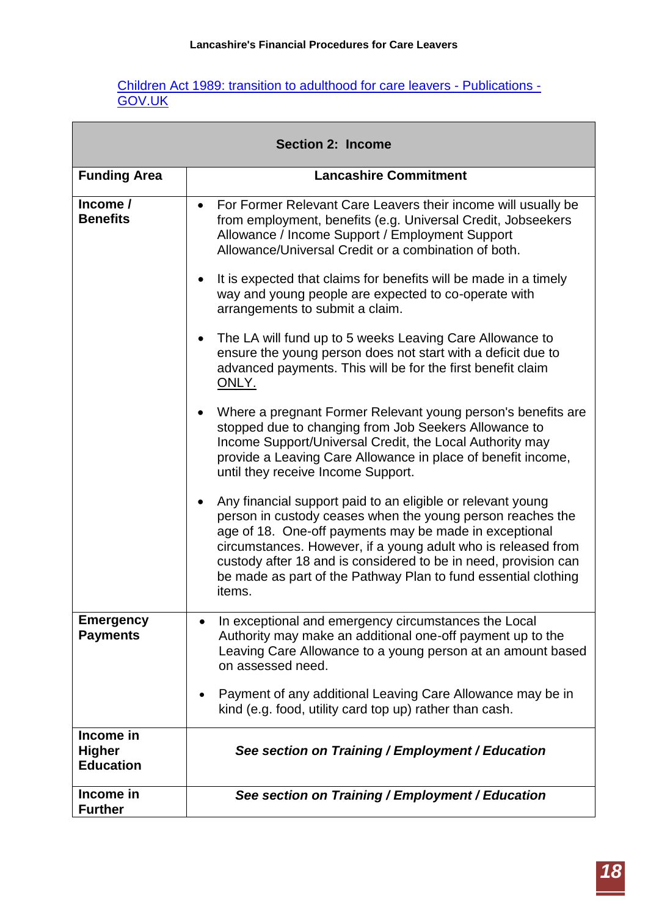[Children Act 1989: transition to adulthood for care leavers - Publications - GOV.UK]

| Section 2: Income | |
|---|---|
| **Funding Area** | **Lancashire Commitment** |
| **Income / Benefits** | • For Former Relevant Care Leavers their income will usually be from employment, benefits (e.g. Universal Credit, Jobseekers Allowance / Income Support / Employment Support Allowance/Universal Credit or a combination of both.<br><br>• It is expected that claims for benefits will be made in a timely way and young people are expected to co-operate with arrangements to submit a claim.<br><br>• The LA will fund up to 5 weeks Leaving Care Allowance to ensure the young person does not start with a deficit due to advanced payments. This will be for the first benefit claim ONLY.<br><br>• Where a pregnant Former Relevant young person's benefits are stopped due to changing from Job Seekers Allowance to Income Support/Universal Credit, the Local Authority may provide a Leaving Care Allowance in place of benefit income, until they receive Income Support.<br><br>• Any financial support paid to an eligible or relevant young person in custody ceases when the young person reaches the age of 18. One-off payments may be made in exceptional circumstances. However, if a young adult who is released from custody after 18 and is considered to be in need, provision can be made as part of the Pathway Plan to fund essential clothing items. |
| **Emergency Payments** | • In exceptional and emergency circumstances the Local Authority may make an additional one-off payment up to the Leaving Care Allowance to a young person at an amount based on assessed need.<br><br>• Payment of any additional Leaving Care Allowance may be in kind (e.g. food, utility card top up) rather than cash. |
| **Income in Higher Education** | ***See section on Training / Employment / Education*** |
| **Income in Further** | ***See section on Training / Employment / Education*** |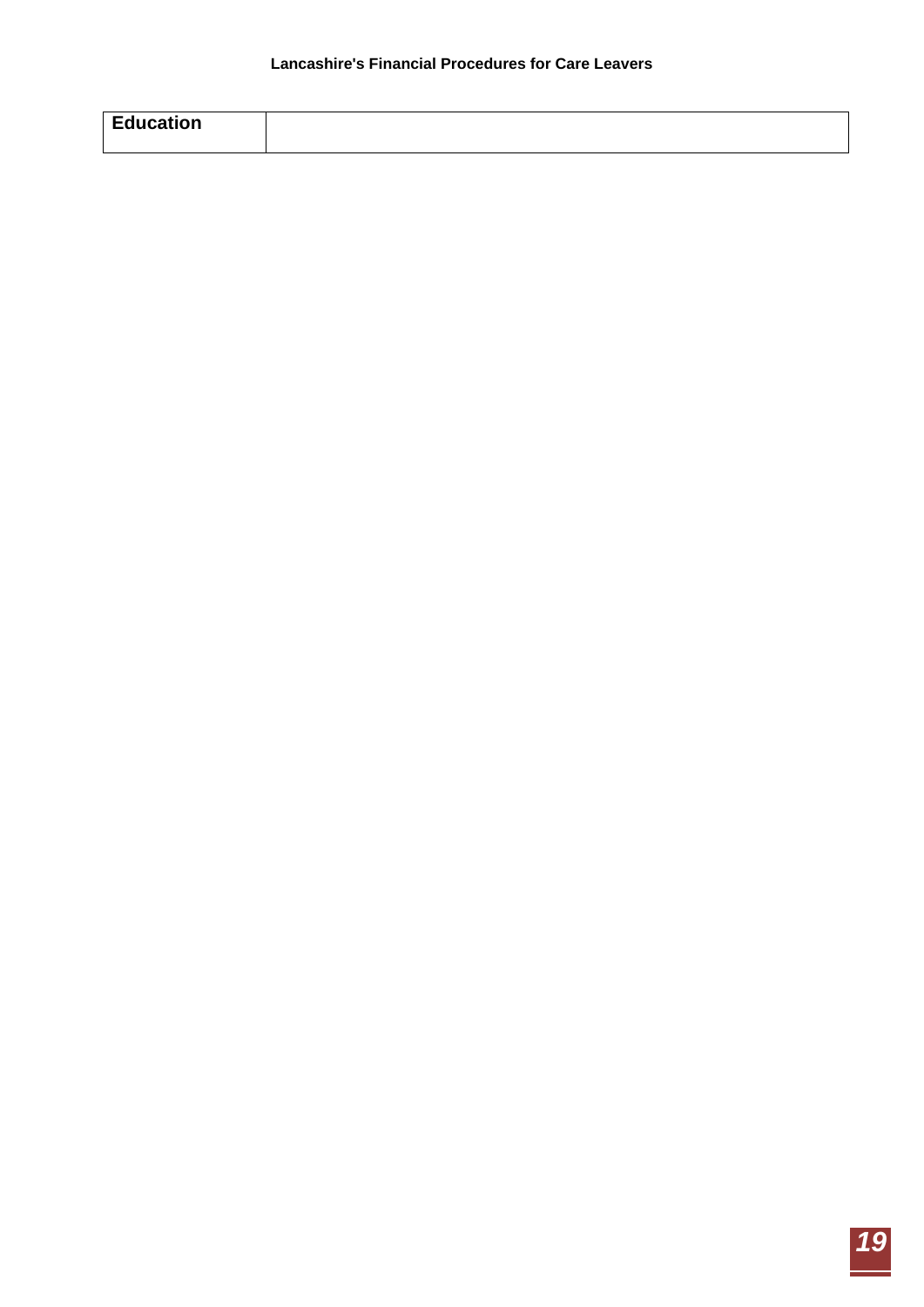| Education | |
|---|---|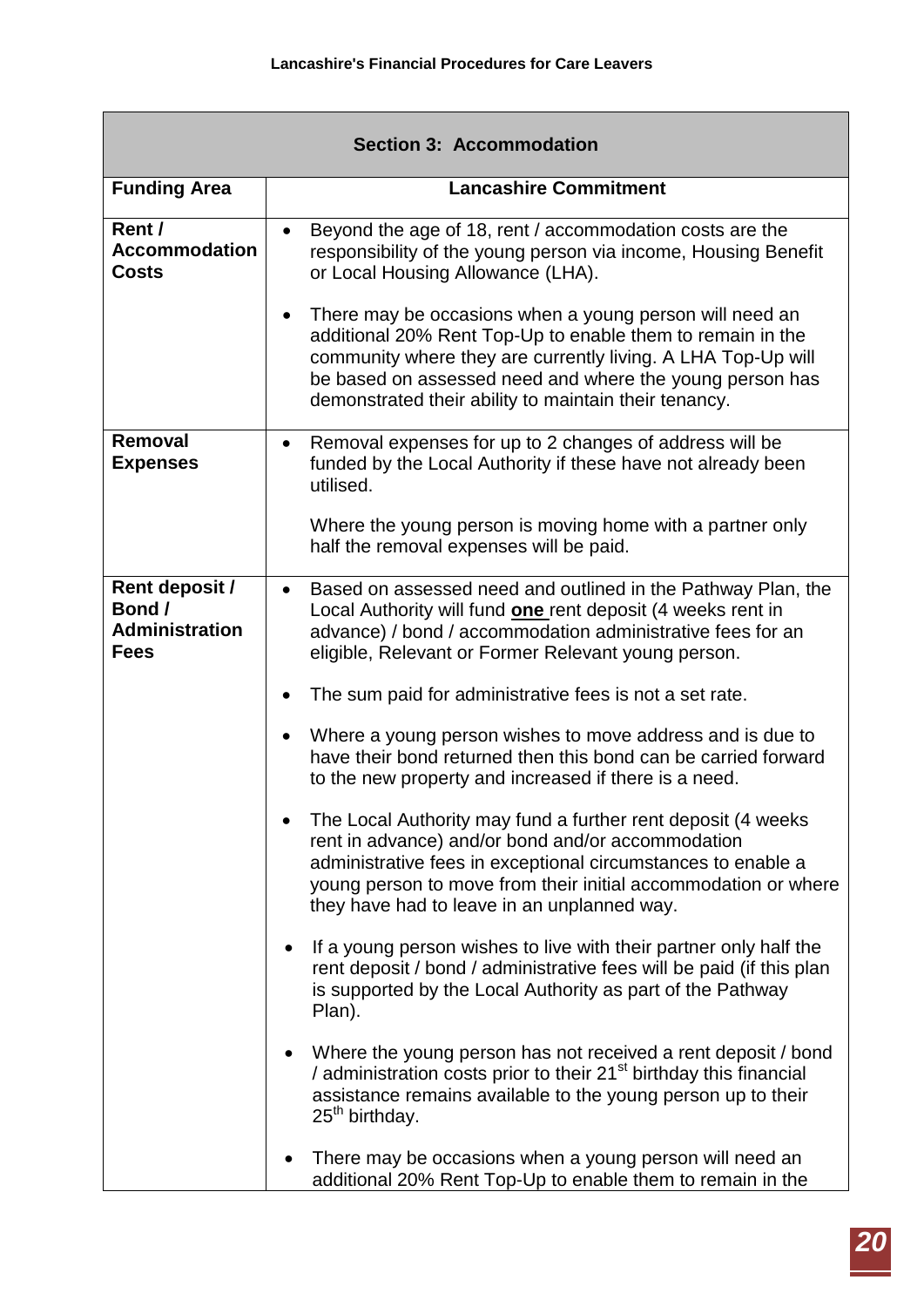| Section 3: Accommodation | |
|---|---|
| **Funding Area** | **Lancashire Commitment** |
| **Rent / Accommodation Costs** | • Beyond the age of 18, rent / accommodation costs are the responsibility of the young person via income, Housing Benefit or Local Housing Allowance (LHA).<br><br>• There may be occasions when a young person will need an additional 20% Rent Top-Up to enable them to remain in the community where they are currently living. A LHA Top-Up will be based on assessed need and where the young person has demonstrated their ability to maintain their tenancy. |
| **Removal Expenses** | • Removal expenses for up to 2 changes of address will be funded by the Local Authority if these have not already been utilised.<br><br>Where the young person is moving home with a partner only half the removal expenses will be paid. |
| **Rent deposit / Bond / Administration Fees** | • Based on assessed need and outlined in the Pathway Plan, the Local Authority will fund **one** rent deposit (4 weeks rent in advance) / bond / accommodation administrative fees for an eligible, Relevant or Former Relevant young person.<br><br>• The sum paid for administrative fees is not a set rate.<br><br>• Where a young person wishes to move address and is due to have their bond returned then this bond can be carried forward to the new property and increased if there is a need.<br><br>• The Local Authority may fund a further rent deposit (4 weeks rent in advance) and/or bond and/or accommodation administrative fees in exceptional circumstances to enable a young person to move from their initial accommodation or where they have had to leave in an unplanned way.<br><br>• If a young person wishes to live with their partner only half the rent deposit / bond / administrative fees will be paid (if this plan is supported by the Local Authority as part of the Pathway Plan).<br><br>• Where the young person has not received a rent deposit / bond / administration costs prior to their 21st birthday this financial assistance remains available to the young person up to their 25th birthday.<br><br>• There may be occasions when a young person will need an additional 20% Rent Top-Up to enable them to remain in the |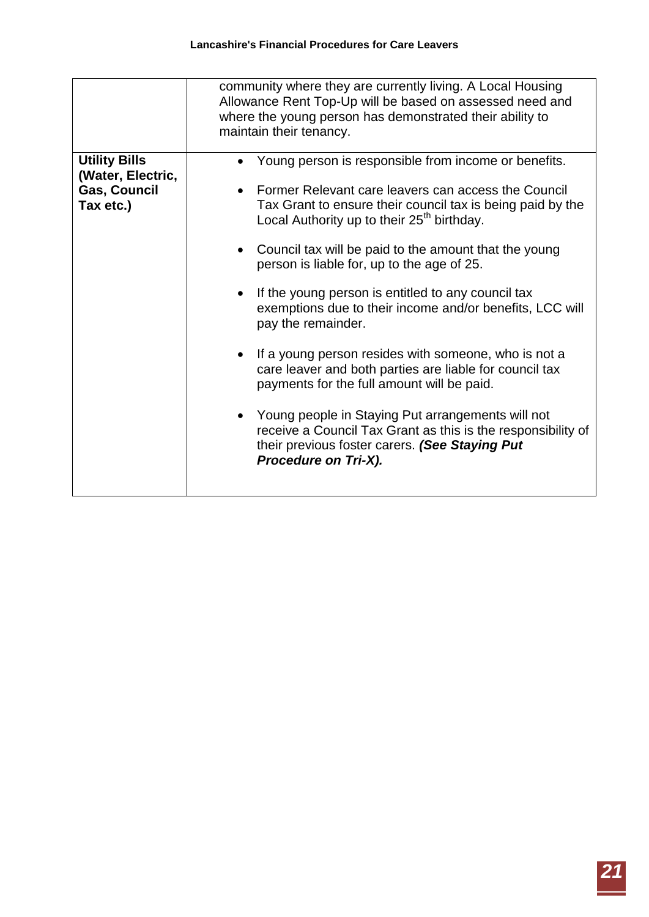| | |
|---|---|
| | community where they are currently living. A Local Housing Allowance Rent Top-Up will be based on assessed need and where the young person has demonstrated their ability to maintain their tenancy. |
| **Utility Bills (Water, Electric, Gas, Council Tax etc.)** | • Young person is responsible from income or benefits.<br><br>• Former Relevant care leavers can access the Council Tax Grant to ensure their council tax is being paid by the Local Authority up to their 25th birthday.<br><br>• Council tax will be paid to the amount that the young person is liable for, up to the age of 25.<br><br>• If the young person is entitled to any council tax exemptions due to their income and/or benefits, LCC will pay the remainder.<br><br>• If a young person resides with someone, who is not a care leaver and both parties are liable for council tax payments for the full amount will be paid.<br><br>• Young people in Staying Put arrangements will not receive a Council Tax Grant as this is the responsibility of their previous foster carers. ***(See Staying Put Procedure on Tri-X).*** |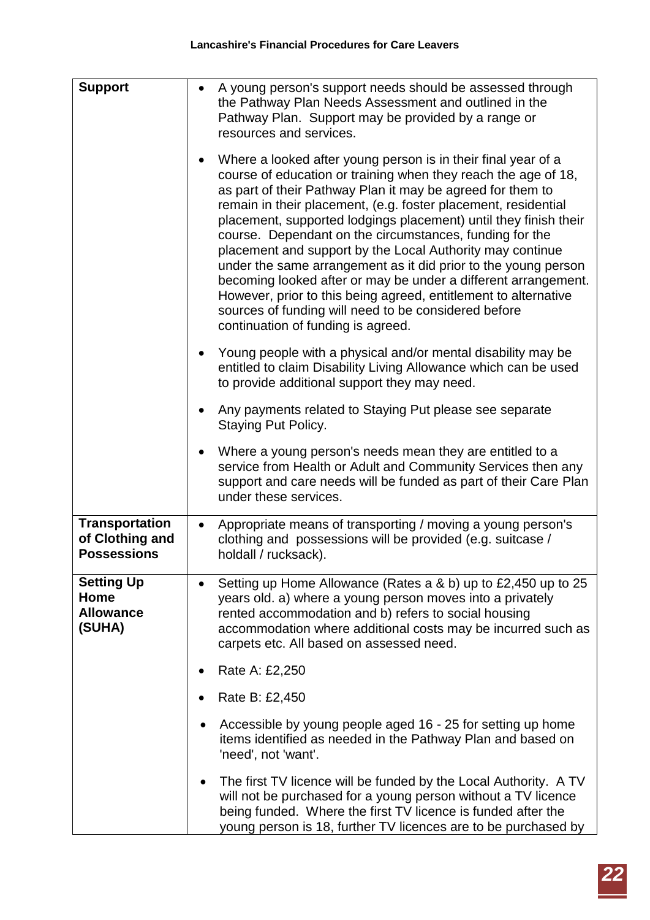| | |
|---|---|
| **Support** | • A young person's support needs should be assessed through the Pathway Plan Needs Assessment and outlined in the Pathway Plan. Support may be provided by a range or resources and services.<br><br>• Where a looked after young person is in their final year of a course of education or training when they reach the age of 18, as part of their Pathway Plan it may be agreed for them to remain in their placement, (e.g. foster placement, residential placement, supported lodgings placement) until they finish their course. Dependant on the circumstances, funding for the placement and support by the Local Authority may continue under the same arrangement as it did prior to the young person becoming looked after or may be under a different arrangement. However, prior to this being agreed, entitlement to alternative sources of funding will need to be considered before continuation of funding is agreed.<br><br>• Young people with a physical and/or mental disability may be entitled to claim Disability Living Allowance which can be used to provide additional support they may need.<br><br>• Any payments related to Staying Put please see separate Staying Put Policy.<br><br>• Where a young person's needs mean they are entitled to a service from Health or Adult and Community Services then any support and care needs will be funded as part of their Care Plan under these services. |
| **Transportation of Clothing and Possessions** | • Appropriate means of transporting / moving a young person's clothing and possessions will be provided (e.g. suitcase / holdall / rucksack). |
| **Setting Up Home Allowance (SUHA)** | • Setting up Home Allowance (Rates a & b) up to £2,450 up to 25 years old. a) where a young person moves into a privately rented accommodation and b) refers to social housing accommodation where additional costs may be incurred such as carpets etc. All based on assessed need.<br><br>• Rate A: £2,250<br><br>• Rate B: £2,450<br><br>• Accessible by young people aged 16 - 25 for setting up home items identified as needed in the Pathway Plan and based on 'need', not 'want'.<br><br>• The first TV licence will be funded by the Local Authority. A TV will not be purchased for a young person without a TV licence being funded. Where the first TV licence is funded after the young person is 18, further TV licences are to be purchased by |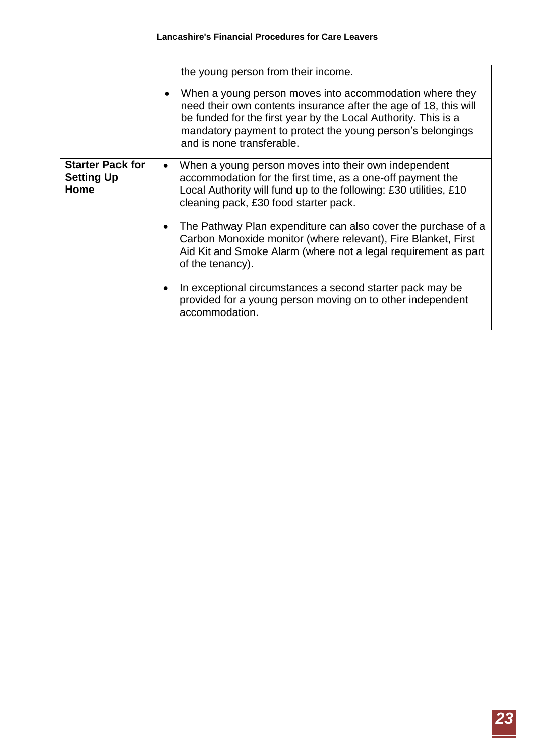|  |  |
|---|---|
|  | the young person from their income.<br><br>• When a young person moves into accommodation where they need their own contents insurance after the age of 18, this will be funded for the first year by the Local Authority. This is a mandatory payment to protect the young person's belongings and is none transferable. |
| **Starter Pack for Setting Up Home** | • When a young person moves into their own independent accommodation for the first time, as a one-off payment the Local Authority will fund up to the following: £30 utilities, £10 cleaning pack, £30 food starter pack.<br><br>• The Pathway Plan expenditure can also cover the purchase of a Carbon Monoxide monitor (where relevant), Fire Blanket, First Aid Kit and Smoke Alarm (where not a legal requirement as part of the tenancy).<br><br>• In exceptional circumstances a second starter pack may be provided for a young person moving on to other independent accommodation. |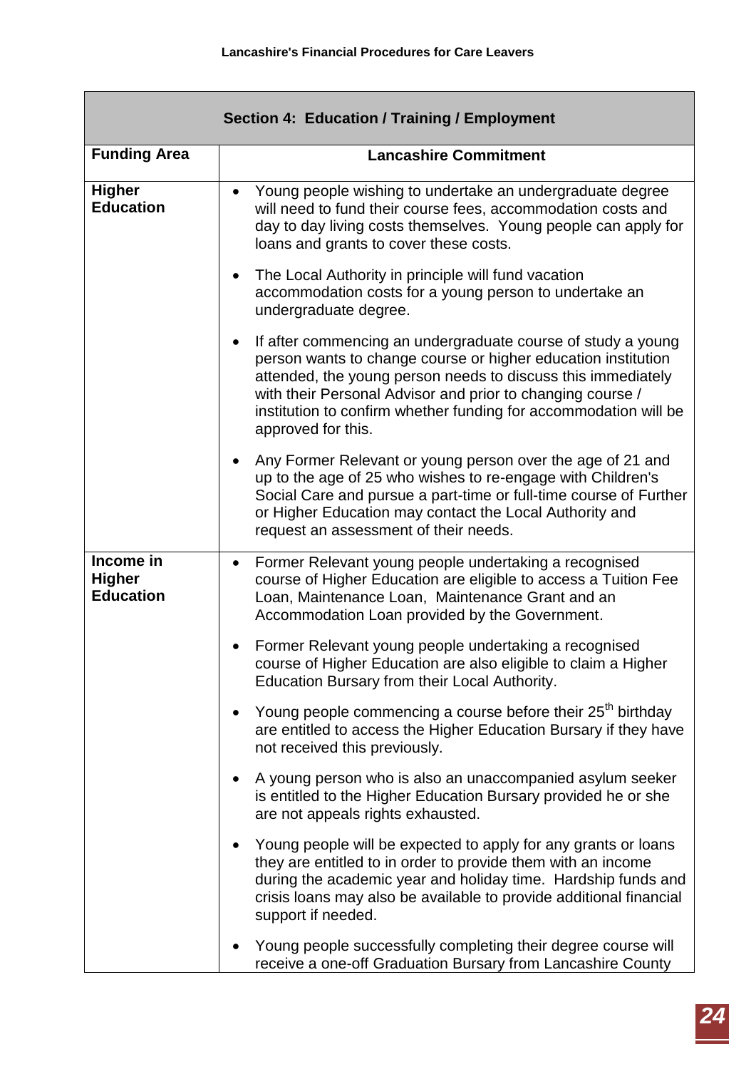**Lancashire's Financial Procedures for Care Leavers**

| Section 4: Education / Training / Employment | |
|---|---|
| **Funding Area** | **Lancashire Commitment** |
| **Higher Education** | • Young people wishing to undertake an undergraduate degree will need to fund their course fees, accommodation costs and day to day living costs themselves. Young people can apply for loans and grants to cover these costs.<br><br>• The Local Authority in principle will fund vacation accommodation costs for a young person to undertake an undergraduate degree.<br><br>• If after commencing an undergraduate course of study a young person wants to change course or higher education institution attended, the young person needs to discuss this immediately with their Personal Advisor and prior to changing course / institution to confirm whether funding for accommodation will be approved for this.<br><br>• Any Former Relevant or young person over the age of 21 and up to the age of 25 who wishes to re-engage with Children's Social Care and pursue a part-time or full-time course of Further or Higher Education may contact the Local Authority and request an assessment of their needs. |
| **Income in Higher Education** | • Former Relevant young people undertaking a recognised course of Higher Education are eligible to access a Tuition Fee Loan, Maintenance Loan, Maintenance Grant and an Accommodation Loan provided by the Government.<br><br>• Former Relevant young people undertaking a recognised course of Higher Education are also eligible to claim a Higher Education Bursary from their Local Authority.<br><br>• Young people commencing a course before their 25th birthday are entitled to access the Higher Education Bursary if they have not received this previously.<br><br>• A young person who is also an unaccompanied asylum seeker is entitled to the Higher Education Bursary provided he or she are not appeals rights exhausted.<br><br>• Young people will be expected to apply for any grants or loans they are entitled to in order to provide them with an income during the academic year and holiday time. Hardship funds and crisis loans may also be available to provide additional financial support if needed.<br><br>• Young people successfully completing their degree course will receive a one-off Graduation Bursary from Lancashire County |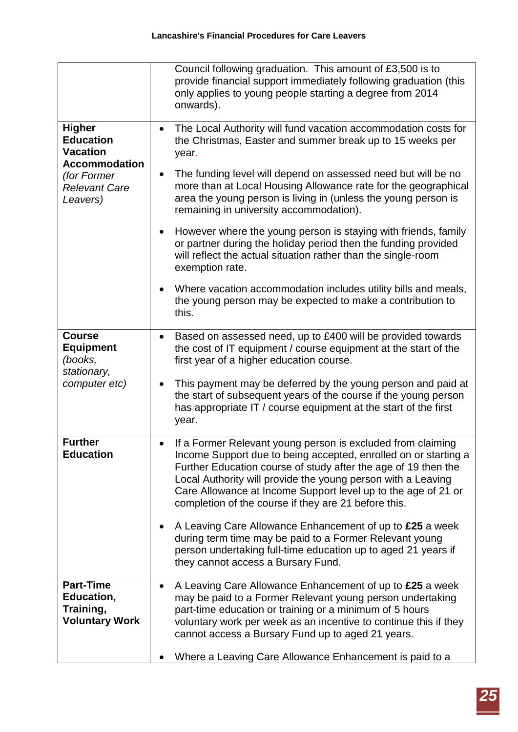| | |
|---|---|
| | Council following graduation. This amount of £3,500 is to provide financial support immediately following graduation (this only applies to young people starting a degree from 2014 onwards). |
| **Higher Education Vacation Accommodation** *(for Former Relevant Care Leavers)* | • The Local Authority will fund vacation accommodation costs for the Christmas, Easter and summer break up to 15 weeks per year.<br><br>• The funding level will depend on assessed need but will be no more than at Local Housing Allowance rate for the geographical area the young person is living in (unless the young person is remaining in university accommodation).<br><br>• However where the young person is staying with friends, family or partner during the holiday period then the funding provided will reflect the actual situation rather than the single-room exemption rate.<br><br>• Where vacation accommodation includes utility bills and meals, the young person may be expected to make a contribution to this. |
| **Course Equipment** *(books, stationary, computer etc)* | • Based on assessed need, up to £400 will be provided towards the cost of IT equipment / course equipment at the start of the first year of a higher education course.<br><br>• This payment may be deferred by the young person and paid at the start of subsequent years of the course if the young person has appropriate IT / course equipment at the start of the first year. |
| **Further Education** | • If a Former Relevant young person is excluded from claiming Income Support due to being accepted, enrolled on or starting a Further Education course of study after the age of 19 then the Local Authority will provide the young person with a Leaving Care Allowance at Income Support level up to the age of 21 or completion of the course if they are 21 before this.<br><br>• A Leaving Care Allowance Enhancement of up to **£25** a week during term time may be paid to a Former Relevant young person undertaking full-time education up to aged 21 years if they cannot access a Bursary Fund. |
| **Part-Time Education, Training, Voluntary Work** | • A Leaving Care Allowance Enhancement of up to **£25** a week may be paid to a Former Relevant young person undertaking part-time education or training or a minimum of 5 hours voluntary work per week as an incentive to continue this if they cannot access a Bursary Fund up to aged 21 years.<br><br>• Where a Leaving Care Allowance Enhancement is paid to a |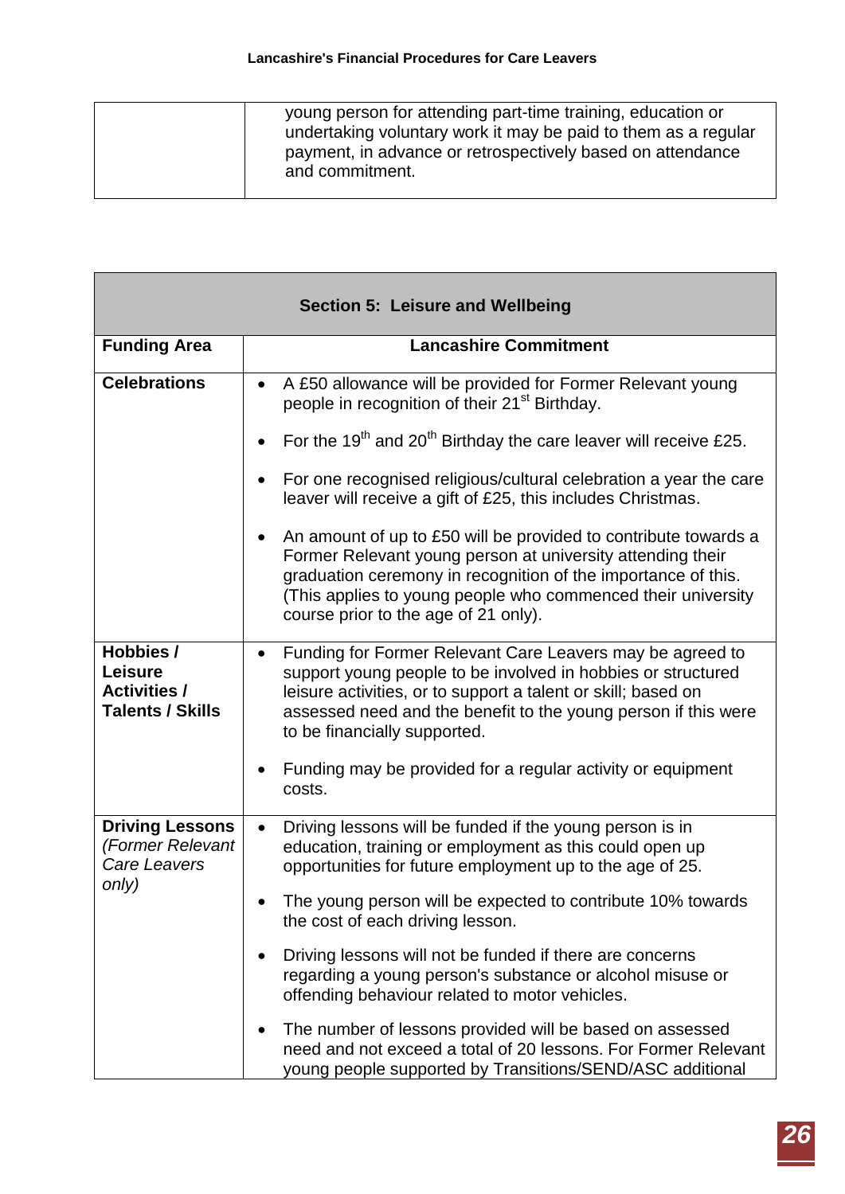| | |
|---|---|
| | young person for attending part-time training, education or undertaking voluntary work it may be paid to them as a regular payment, in advance or retrospectively based on attendance and commitment. |

| **Section 5: Leisure and Wellbeing** | |
|---|---|
| **Funding Area** | **Lancashire Commitment** |
| **Celebrations** | • A £50 allowance will be provided for Former Relevant young people in recognition of their 21st Birthday.<br><br>• For the 19th and 20th Birthday the care leaver will receive £25.<br><br>• For one recognised religious/cultural celebration a year the care leaver will receive a gift of £25, this includes Christmas.<br><br>• An amount of up to £50 will be provided to contribute towards a Former Relevant young person at university attending their graduation ceremony in recognition of the importance of this. (This applies to young people who commenced their university course prior to the age of 21 only). |
| **Hobbies / Leisure Activities / Talents / Skills** | • Funding for Former Relevant Care Leavers may be agreed to support young people to be involved in hobbies or structured leisure activities, or to support a talent or skill; based on assessed need and the benefit to the young person if this were to be financially supported.<br><br>• Funding may be provided for a regular activity or equipment costs. |
| **Driving Lessons** *(Former Relevant Care Leavers only)* | • Driving lessons will be funded if the young person is in education, training or employment as this could open up opportunities for future employment up to the age of 25.<br><br>• The young person will be expected to contribute 10% towards the cost of each driving lesson.<br><br>• Driving lessons will not be funded if there are concerns regarding a young person's substance or alcohol misuse or offending behaviour related to motor vehicles.<br><br>• The number of lessons provided will be based on assessed need and not exceed a total of 20 lessons. For Former Relevant young people supported by Transitions/SEND/ASC additional |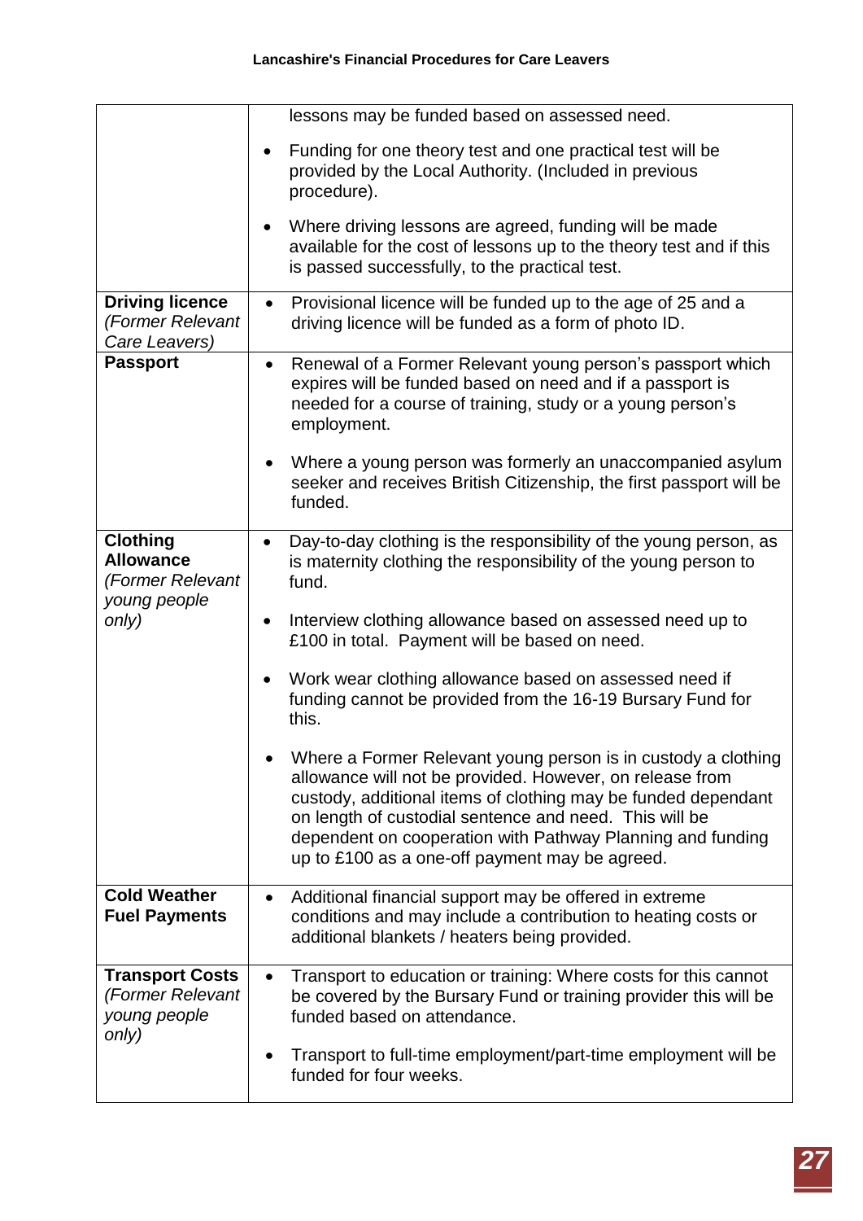| | |
|---|---|
| | lessons may be funded based on assessed need.<br><br>• Funding for one theory test and one practical test will be provided by the Local Authority. (Included in previous procedure).<br><br>• Where driving lessons are agreed, funding will be made available for the cost of lessons up to the theory test and if this is passed successfully, to the practical test. |
| **Driving licence** *(Former Relevant Care Leavers)* | • Provisional licence will be funded up to the age of 25 and a driving licence will be funded as a form of photo ID. |
| **Passport** | • Renewal of a Former Relevant young person's passport which expires will be funded based on need and if a passport is needed for a course of training, study or a young person's employment.<br><br>• Where a young person was formerly an unaccompanied asylum seeker and receives British Citizenship, the first passport will be funded. |
| **Clothing Allowance** *(Former Relevant young people only)* | • Day-to-day clothing is the responsibility of the young person, as is maternity clothing the responsibility of the young person to fund.<br><br>• Interview clothing allowance based on assessed need up to £100 in total. Payment will be based on need.<br><br>• Work wear clothing allowance based on assessed need if funding cannot be provided from the 16-19 Bursary Fund for this.<br><br>• Where a Former Relevant young person is in custody a clothing allowance will not be provided. However, on release from custody, additional items of clothing may be funded dependant on length of custodial sentence and need. This will be dependent on cooperation with Pathway Planning and funding up to £100 as a one-off payment may be agreed. |
| **Cold Weather Fuel Payments** | • Additional financial support may be offered in extreme conditions and may include a contribution to heating costs or additional blankets / heaters being provided. |
| **Transport Costs** *(Former Relevant young people only)* | • Transport to education or training: Where costs for this cannot be covered by the Bursary Fund or training provider this will be funded based on attendance.<br><br>• Transport to full-time employment/part-time employment will be funded for four weeks. |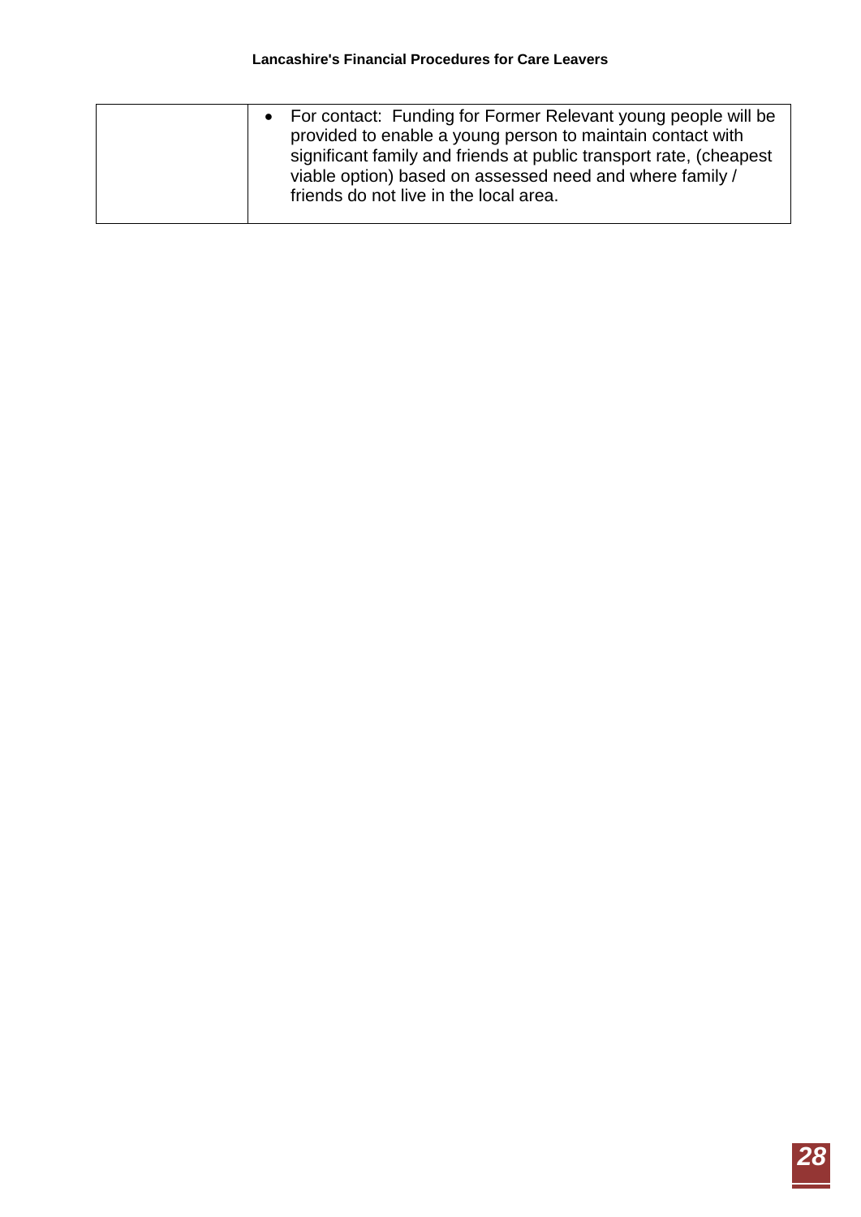| | |
|---|---|
| | • For contact: Funding for Former Relevant young people will be provided to enable a young person to maintain contact with significant family and friends at public transport rate, (cheapest viable option) based on assessed need and where family / friends do not live in the local area. |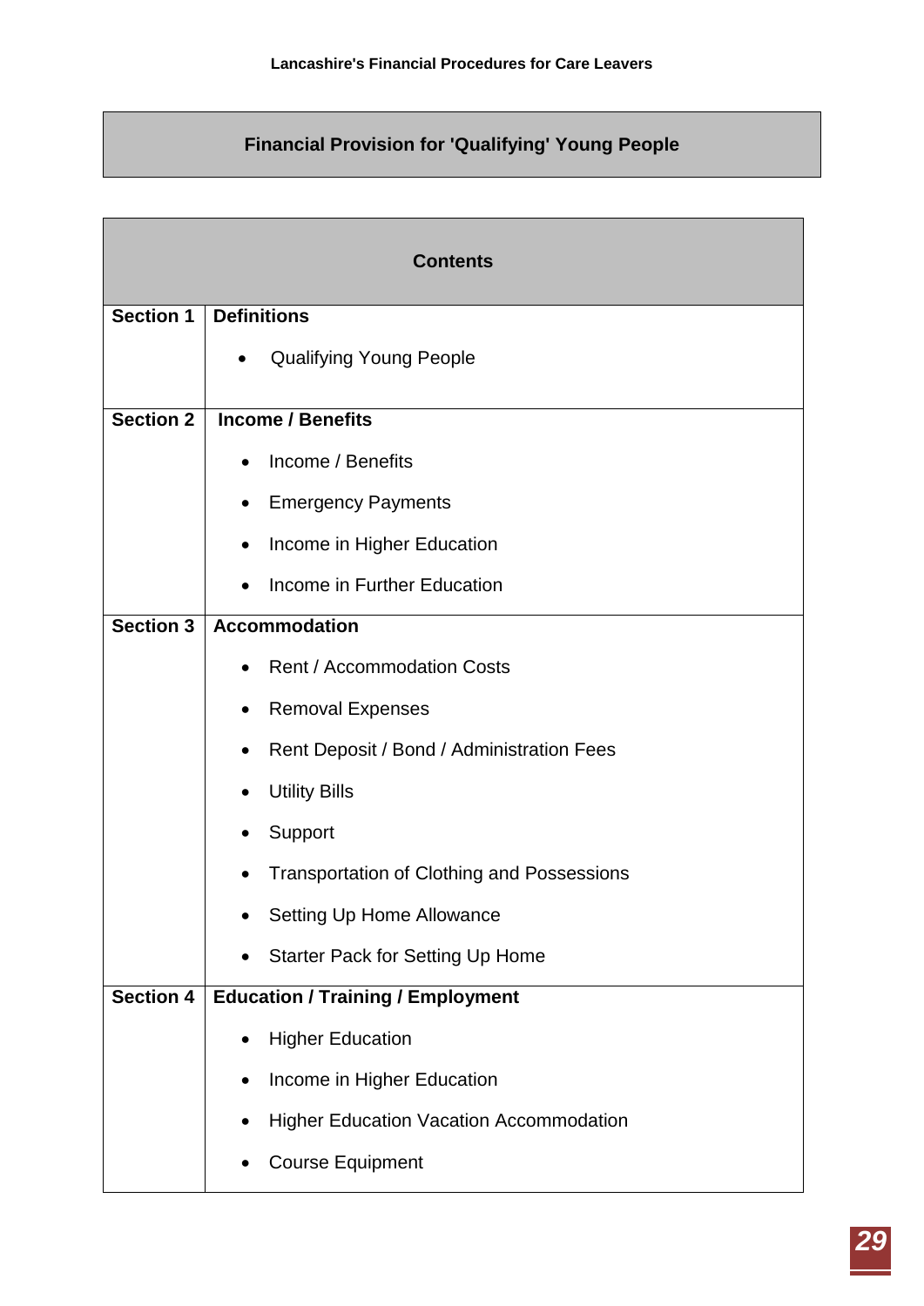## Financial Provision for 'Qualifying' Young People

| Contents | |
|---|---|
| **Section 1** | **Definitions**<br>• Qualifying Young People |
| **Section 2** | **Income / Benefits**<br>• Income / Benefits<br>• Emergency Payments<br>• Income in Higher Education<br>• Income in Further Education |
| **Section 3** | **Accommodation**<br>• Rent / Accommodation Costs<br>• Removal Expenses<br>• Rent Deposit / Bond / Administration Fees<br>• Utility Bills<br>• Support<br>• Transportation of Clothing and Possessions<br>• Setting Up Home Allowance<br>• Starter Pack for Setting Up Home |
| **Section 4** | **Education / Training / Employment**<br>• Higher Education<br>• Income in Higher Education<br>• Higher Education Vacation Accommodation<br>• Course Equipment |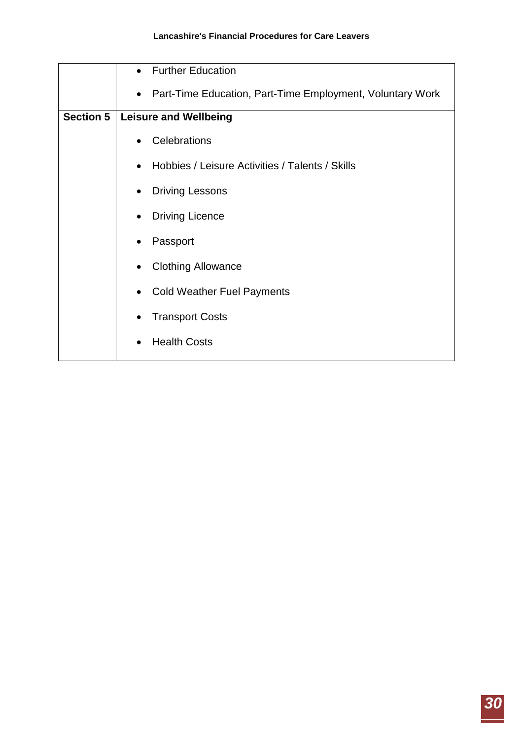|  |  |
|---|---|
|  | • Further Education<br>• Part-Time Education, Part-Time Employment, Voluntary Work |
| **Section 5** | **Leisure and Wellbeing**<br>• Celebrations<br>• Hobbies / Leisure Activities / Talents / Skills<br>• Driving Lessons<br>• Driving Licence<br>• Passport<br>• Clothing Allowance<br>• Cold Weather Fuel Payments<br>• Transport Costs<br>• Health Costs |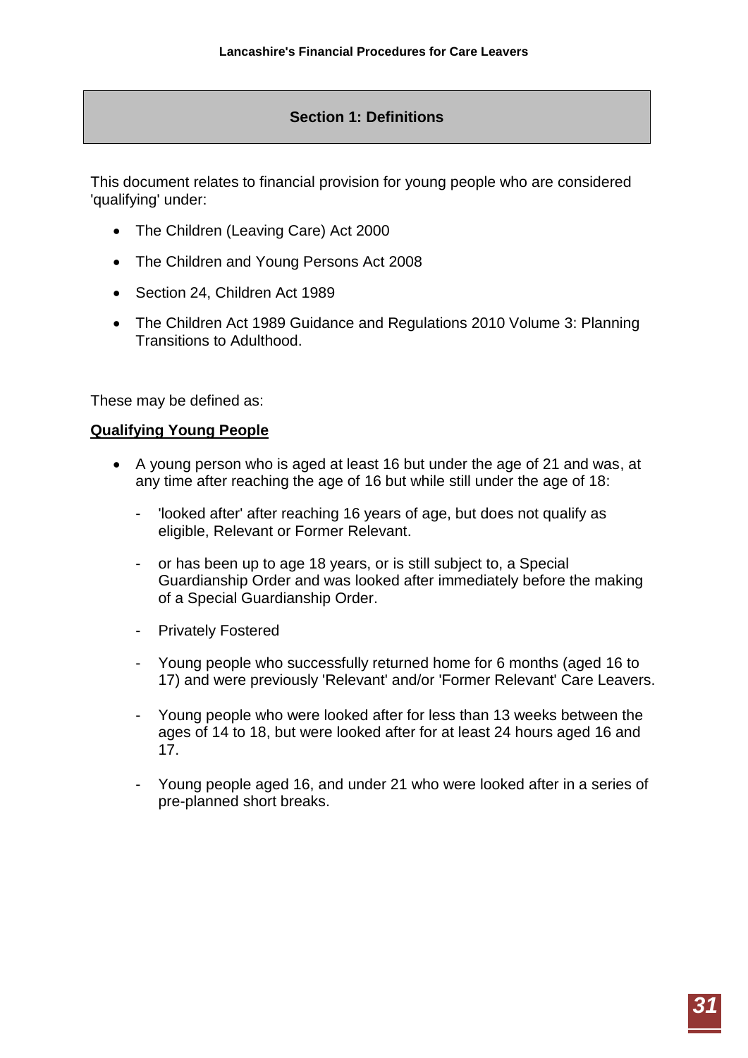## Section 1: Definitions

This document relates to financial provision for young people who are considered 'qualifying' under:

- The Children (Leaving Care) Act 2000
- The Children and Young Persons Act 2008
- Section 24, Children Act 1989
- The Children Act 1989 Guidance and Regulations 2010 Volume 3: Planning Transitions to Adulthood.

These may be defined as:

**Qualifying Young People**

- A young person who is aged at least 16 but under the age of 21 and was, at any time after reaching the age of 16 but while still under the age of 18:
  - 'looked after' after reaching 16 years of age, but does not qualify as eligible, Relevant or Former Relevant.
  - or has been up to age 18 years, or is still subject to, a Special Guardianship Order and was looked after immediately before the making of a Special Guardianship Order.
  - Privately Fostered
  - Young people who successfully returned home for 6 months (aged 16 to 17) and were previously 'Relevant' and/or 'Former Relevant' Care Leavers.
  - Young people who were looked after for less than 13 weeks between the ages of 14 to 18, but were looked after for at least 24 hours aged 16 and 17.
  - Young people aged 16, and under 21 who were looked after in a series of pre-planned short breaks.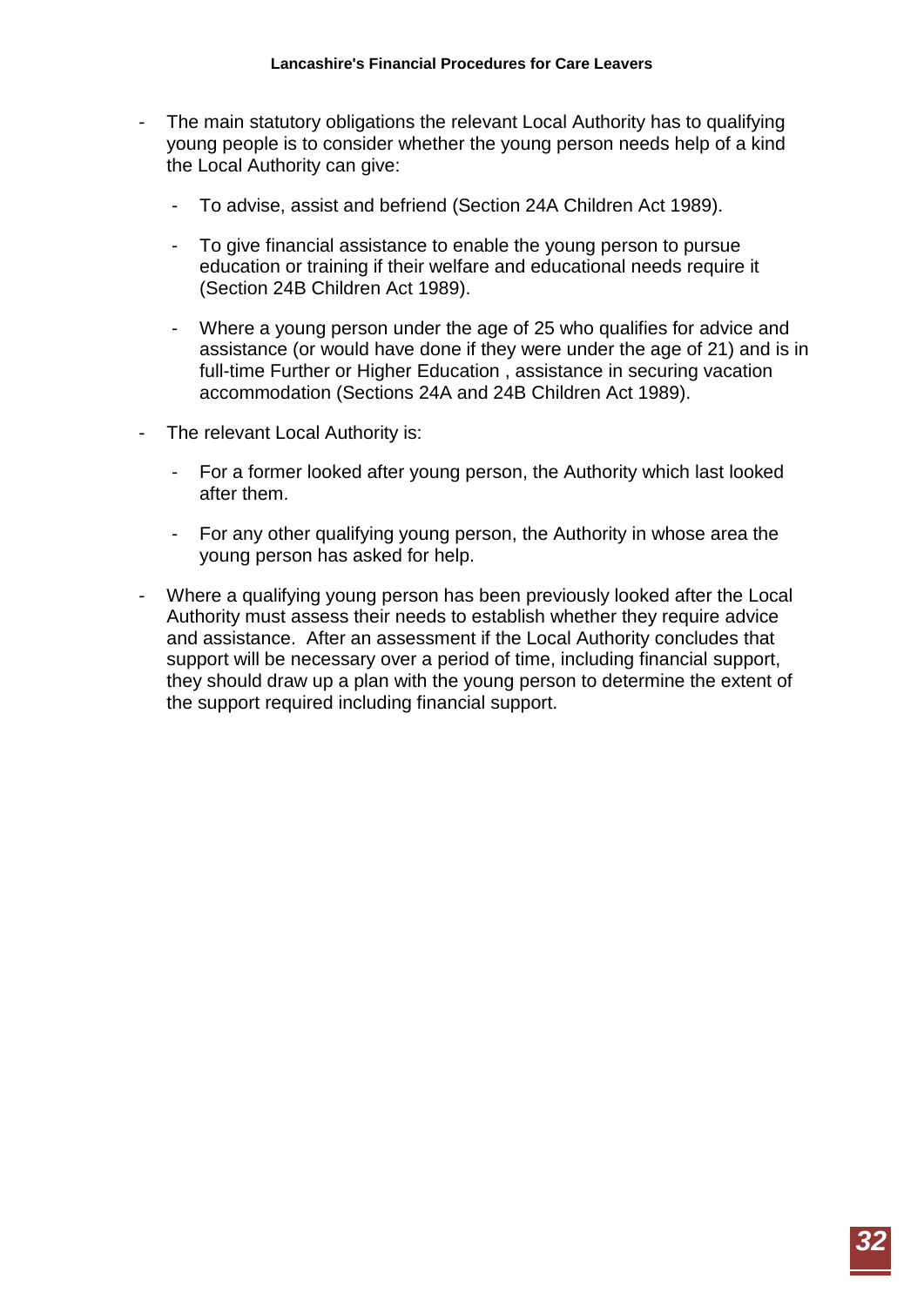- The main statutory obligations the relevant Local Authority has to qualifying young people is to consider whether the young person needs help of a kind the Local Authority can give:

  - To advise, assist and befriend (Section 24A Children Act 1989).

  - To give financial assistance to enable the young person to pursue education or training if their welfare and educational needs require it (Section 24B Children Act 1989).

  - Where a young person under the age of 25 who qualifies for advice and assistance (or would have done if they were under the age of 21) and is in full-time Further or Higher Education , assistance in securing vacation accommodation (Sections 24A and 24B Children Act 1989).

- The relevant Local Authority is:

  - For a former looked after young person, the Authority which last looked after them.

  - For any other qualifying young person, the Authority in whose area the young person has asked for help.

- Where a qualifying young person has been previously looked after the Local Authority must assess their needs to establish whether they require advice and assistance. After an assessment if the Local Authority concludes that support will be necessary over a period of time, including financial support, they should draw up a plan with the young person to determine the extent of the support required including financial support.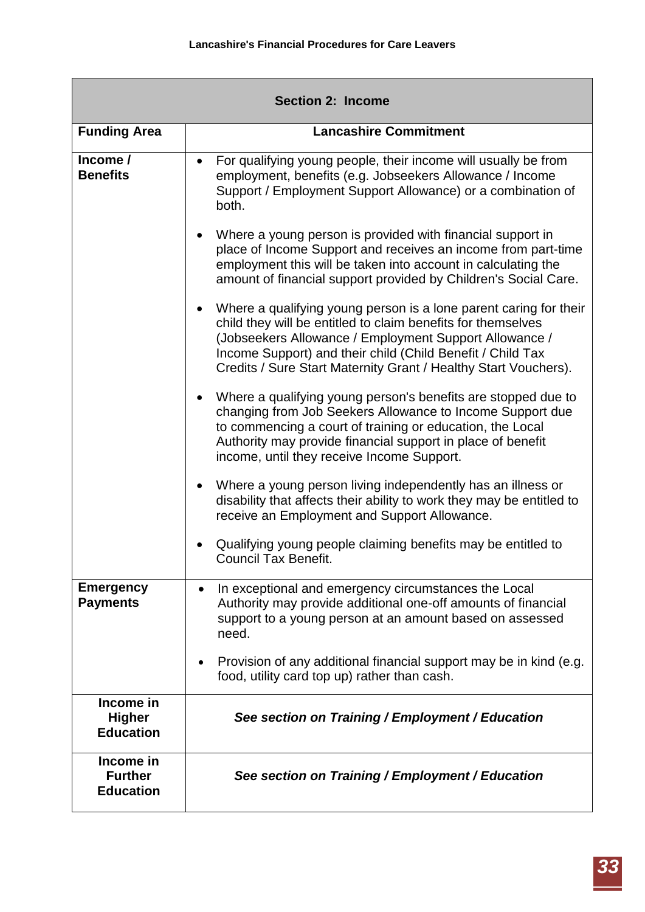| Section 2: Income | |
|---|---|
| **Funding Area** | **Lancashire Commitment** |
| **Income / Benefits** | • For qualifying young people, their income will usually be from employment, benefits (e.g. Jobseekers Allowance / Income Support / Employment Support Allowance) or a combination of both.<br><br>• Where a young person is provided with financial support in place of Income Support and receives an income from part-time employment this will be taken into account in calculating the amount of financial support provided by Children's Social Care.<br><br>• Where a qualifying young person is a lone parent caring for their child they will be entitled to claim benefits for themselves (Jobseekers Allowance / Employment Support Allowance / Income Support) and their child (Child Benefit / Child Tax Credits / Sure Start Maternity Grant / Healthy Start Vouchers).<br><br>• Where a qualifying young person's benefits are stopped due to changing from Job Seekers Allowance to Income Support due to commencing a court of training or education, the Local Authority may provide financial support in place of benefit income, until they receive Income Support.<br><br>• Where a young person living independently has an illness or disability that affects their ability to work they may be entitled to receive an Employment and Support Allowance.<br><br>• Qualifying young people claiming benefits may be entitled to Council Tax Benefit. |
| **Emergency Payments** | • In exceptional and emergency circumstances the Local Authority may provide additional one-off amounts of financial support to a young person at an amount based on assessed need.<br><br>• Provision of any additional financial support may be in kind (e.g. food, utility card top up) rather than cash. |
| **Income in Higher Education** | ***See section on Training / Employment / Education*** |
| **Income in Further Education** | ***See section on Training / Employment / Education*** |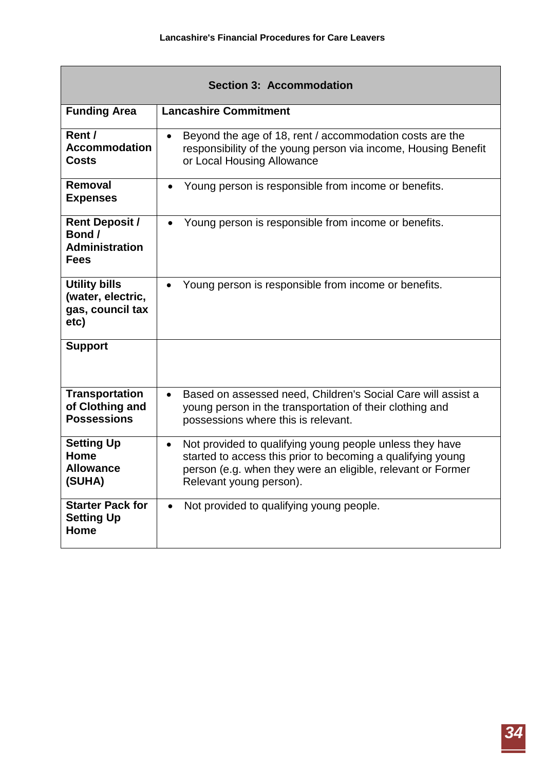| Section 3: Accommodation | |
|---|---|
| **Funding Area** | **Lancashire Commitment** |
| **Rent / Accommodation Costs** | • Beyond the age of 18, rent / accommodation costs are the responsibility of the young person via income, Housing Benefit or Local Housing Allowance |
| **Removal Expenses** | • Young person is responsible from income or benefits. |
| **Rent Deposit / Bond / Administration Fees** | • Young person is responsible from income or benefits. |
| **Utility bills (water, electric, gas, council tax etc)** | • Young person is responsible from income or benefits. |
| **Support** | |
| **Transportation of Clothing and Possessions** | • Based on assessed need, Children's Social Care will assist a young person in the transportation of their clothing and possessions where this is relevant. |
| **Setting Up Home Allowance (SUHA)** | • Not provided to qualifying young people unless they have started to access this prior to becoming a qualifying young person (e.g. when they were an eligible, relevant or Former Relevant young person). |
| **Starter Pack for Setting Up Home** | • Not provided to qualifying young people. |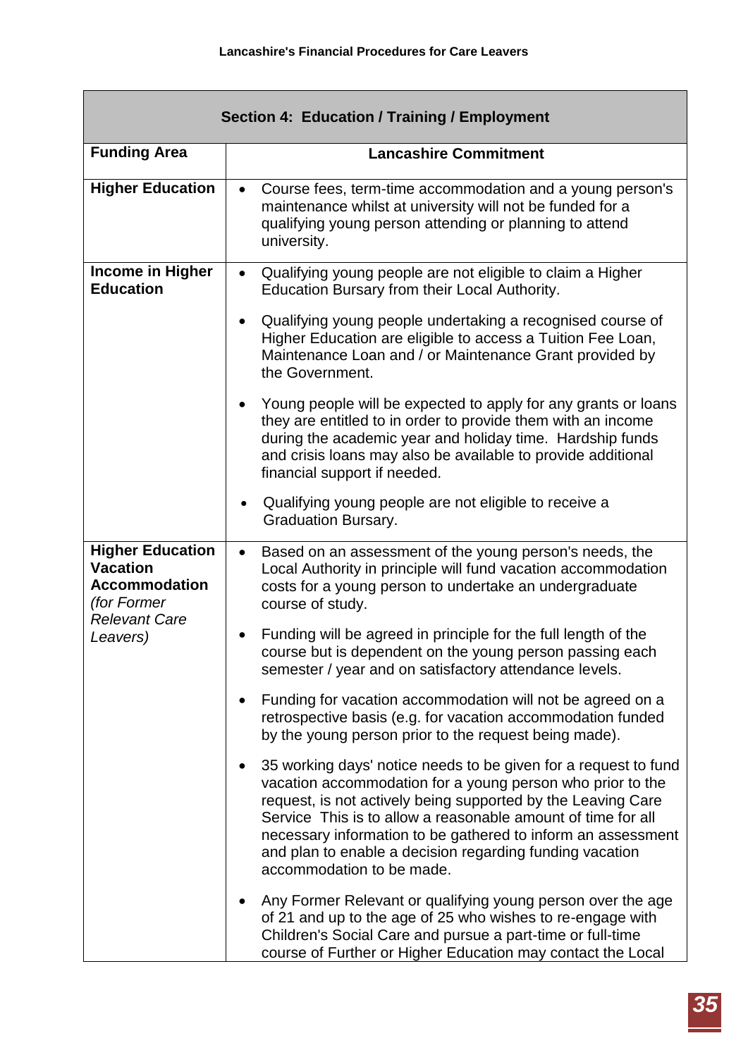| Section 4: Education / Training / Employment | |
|---|---|
| **Funding Area** | **Lancashire Commitment** |
| **Higher Education** | • Course fees, term-time accommodation and a young person's maintenance whilst at university will not be funded for a qualifying young person attending or planning to attend university. |
| **Income in Higher Education** | • Qualifying young people are not eligible to claim a Higher Education Bursary from their Local Authority.<br>• Qualifying young people undertaking a recognised course of Higher Education are eligible to access a Tuition Fee Loan, Maintenance Loan and / or Maintenance Grant provided by the Government.<br>• Young people will be expected to apply for any grants or loans they are entitled to in order to provide them with an income during the academic year and holiday time. Hardship funds and crisis loans may also be available to provide additional financial support if needed.<br>• Qualifying young people are not eligible to receive a Graduation Bursary. |
| **Higher Education Vacation Accommodation** *(for Former Relevant Care Leavers)* | • Based on an assessment of the young person's needs, the Local Authority in principle will fund vacation accommodation costs for a young person to undertake an undergraduate course of study.<br>• Funding will be agreed in principle for the full length of the course but is dependent on the young person passing each semester / year and on satisfactory attendance levels.<br>• Funding for vacation accommodation will not be agreed on a retrospective basis (e.g. for vacation accommodation funded by the young person prior to the request being made).<br>• 35 working days' notice needs to be given for a request to fund vacation accommodation for a young person who prior to the request, is not actively being supported by the Leaving Care Service This is to allow a reasonable amount of time for all necessary information to be gathered to inform an assessment and plan to enable a decision regarding funding vacation accommodation to be made.<br>• Any Former Relevant or qualifying young person over the age of 21 and up to the age of 25 who wishes to re-engage with Children's Social Care and pursue a part-time or full-time course of Further or Higher Education may contact the Local |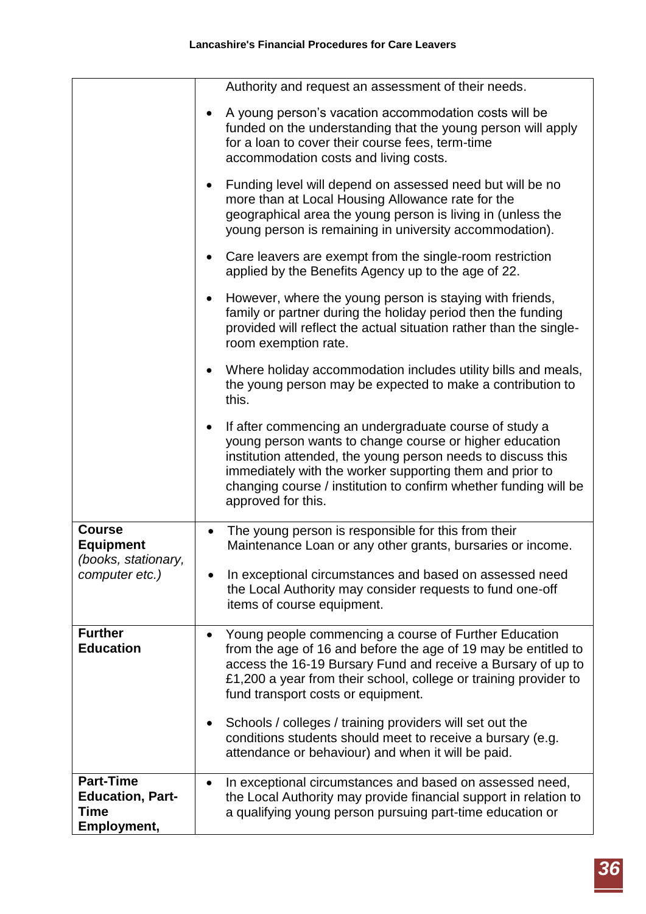| | |
|---|---|
| | Authority and request an assessment of their needs.<br><br>• A young person's vacation accommodation costs will be funded on the understanding that the young person will apply for a loan to cover their course fees, term-time accommodation costs and living costs.<br><br>• Funding level will depend on assessed need but will be no more than at Local Housing Allowance rate for the geographical area the young person is living in (unless the young person is remaining in university accommodation).<br><br>• Care leavers are exempt from the single-room restriction applied by the Benefits Agency up to the age of 22.<br><br>• However, where the young person is staying with friends, family or partner during the holiday period then the funding provided will reflect the actual situation rather than the single-room exemption rate.<br><br>• Where holiday accommodation includes utility bills and meals, the young person may be expected to make a contribution to this.<br><br>• If after commencing an undergraduate course of study a young person wants to change course or higher education institution attended, the young person needs to discuss this immediately with the worker supporting them and prior to changing course / institution to confirm whether funding will be approved for this. |
| **Course Equipment** *(books, stationary, computer etc.)* | • The young person is responsible for this from their Maintenance Loan or any other grants, bursaries or income.<br><br>• In exceptional circumstances and based on assessed need the Local Authority may consider requests to fund one-off items of course equipment. |
| **Further Education** | • Young people commencing a course of Further Education from the age of 16 and before the age of 19 may be entitled to access the 16-19 Bursary Fund and receive a Bursary of up to £1,200 a year from their school, college or training provider to fund transport costs or equipment.<br><br>• Schools / colleges / training providers will set out the conditions students should meet to receive a bursary (e.g. attendance or behaviour) and when it will be paid. |
| **Part-Time Education, Part-Time Employment,** | • In exceptional circumstances and based on assessed need, the Local Authority may provide financial support in relation to a qualifying young person pursuing part-time education or |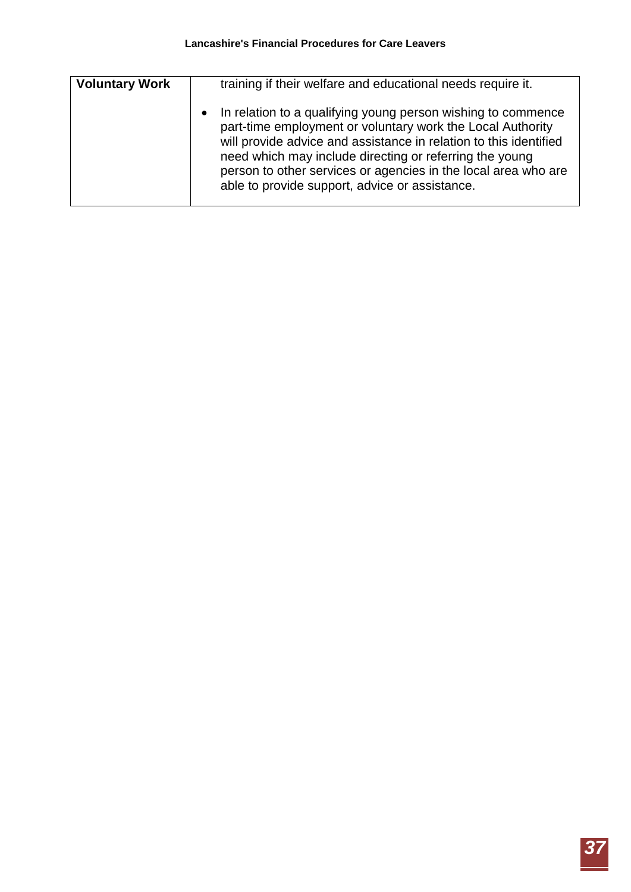| Voluntary Work | training if their welfare and educational needs require it.<br><br>• In relation to a qualifying young person wishing to commence part-time employment or voluntary work the Local Authority will provide advice and assistance in relation to this identified need which may include directing or referring the young person to other services or agencies in the local area who are able to provide support, advice or assistance. |
|---|---|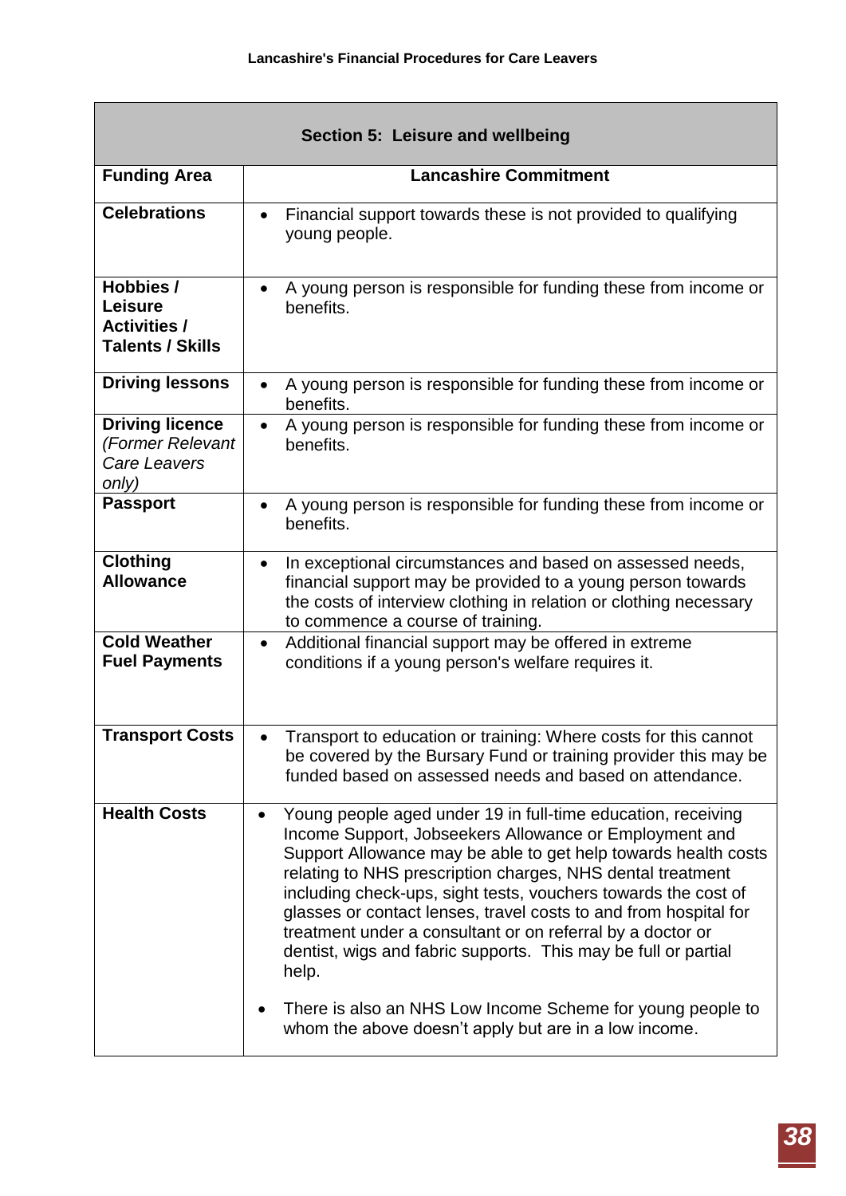| Section 5: Leisure and wellbeing | |
|---|---|
| **Funding Area** | **Lancashire Commitment** |
| **Celebrations** | • Financial support towards these is not provided to qualifying young people. |
| **Hobbies / Leisure Activities / Talents / Skills** | • A young person is responsible for funding these from income or benefits. |
| **Driving lessons** | • A young person is responsible for funding these from income or benefits. |
| **Driving licence** *(Former Relevant Care Leavers only)* | • A young person is responsible for funding these from income or benefits. |
| **Passport** | • A young person is responsible for funding these from income or benefits. |
| **Clothing Allowance** | • In exceptional circumstances and based on assessed needs, financial support may be provided to a young person towards the costs of interview clothing in relation or clothing necessary to commence a course of training. |
| **Cold Weather Fuel Payments** | • Additional financial support may be offered in extreme conditions if a young person's welfare requires it. |
| **Transport Costs** | • Transport to education or training: Where costs for this cannot be covered by the Bursary Fund or training provider this may be funded based on assessed needs and based on attendance. |
| **Health Costs** | • Young people aged under 19 in full-time education, receiving Income Support, Jobseekers Allowance or Employment and Support Allowance may be able to get help towards health costs relating to NHS prescription charges, NHS dental treatment including check-ups, sight tests, vouchers towards the cost of glasses or contact lenses, travel costs to and from hospital for treatment under a consultant or on referral by a doctor or dentist, wigs and fabric supports. This may be full or partial help.<br><br>• There is also an NHS Low Income Scheme for young people to whom the above doesn't apply but are in a low income. |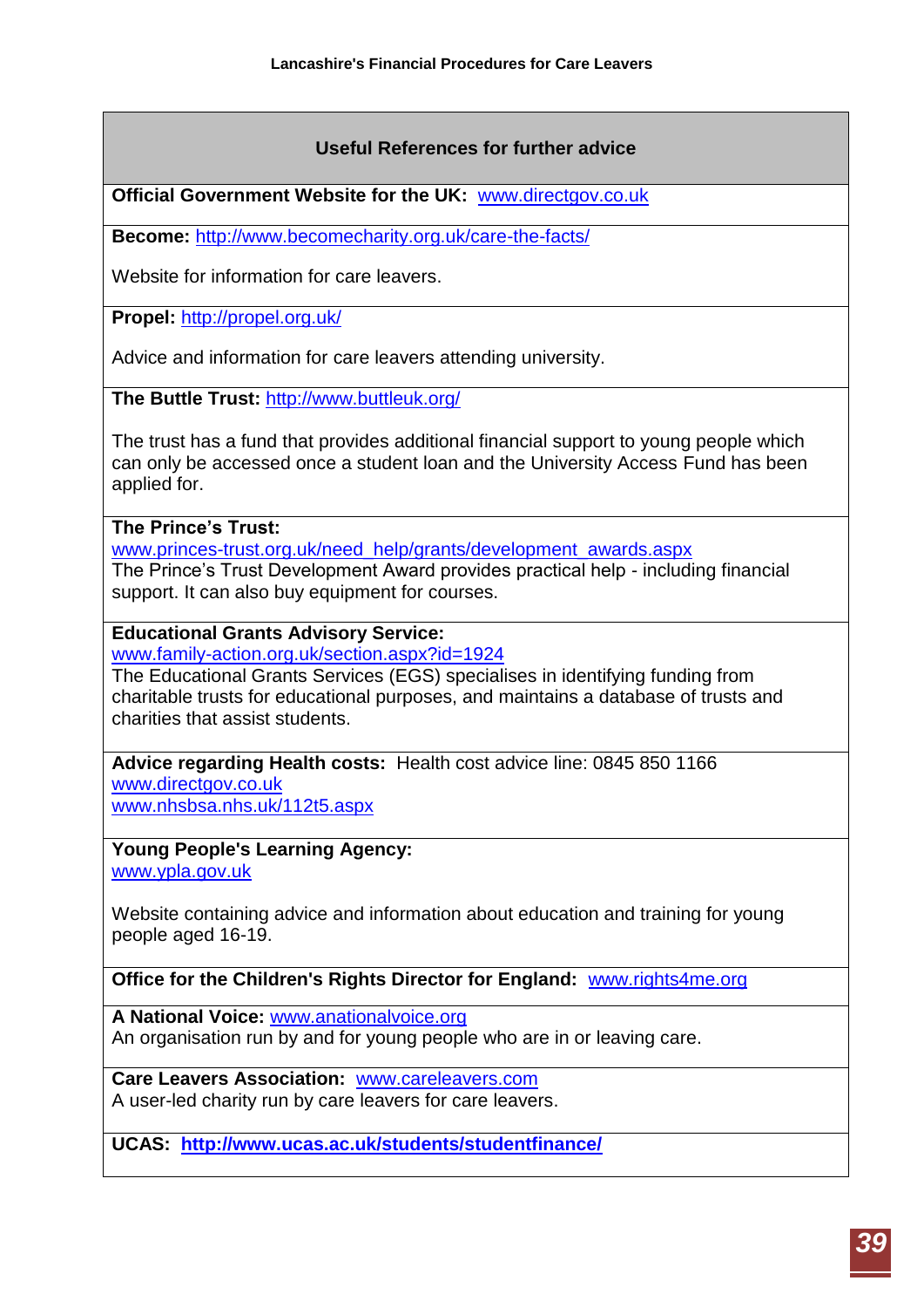## Useful References for further advice

**Official Government Website for the UK:** www.directgov.co.uk

**Become:** http://www.becomecharity.org.uk/care-the-facts/

Website for information for care leavers.

**Propel:** http://propel.org.uk/

Advice and information for care leavers attending university.

**The Buttle Trust:** http://www.buttleuk.org/

The trust has a fund that provides additional financial support to young people which can only be accessed once a student loan and the University Access Fund has been applied for.

**The Prince's Trust:**
www.princes-trust.org.uk/need_help/grants/development_awards.aspx
The Prince's Trust Development Award provides practical help - including financial support. It can also buy equipment for courses.

**Educational Grants Advisory Service:**
www.family-action.org.uk/section.aspx?id=1924
The Educational Grants Services (EGS) specialises in identifying funding from charitable trusts for educational purposes, and maintains a database of trusts and charities that assist students.

**Advice regarding Health costs:** Health cost advice line: 0845 850 1166
www.directgov.co.uk
www.nhsbsa.nhs.uk/112t5.aspx

**Young People's Learning Agency:**
www.ypla.gov.uk

Website containing advice and information about education and training for young people aged 16-19.

**Office for the Children's Rights Director for England:** www.rights4me.org

**A National Voice:** www.anationalvoice.org
An organisation run by and for young people who are in or leaving care.

**Care Leavers Association:** www.careleavers.com
A user-led charity run by care leavers for care leavers.

**UCAS:** **http://www.ucas.ac.uk/students/studentfinance/**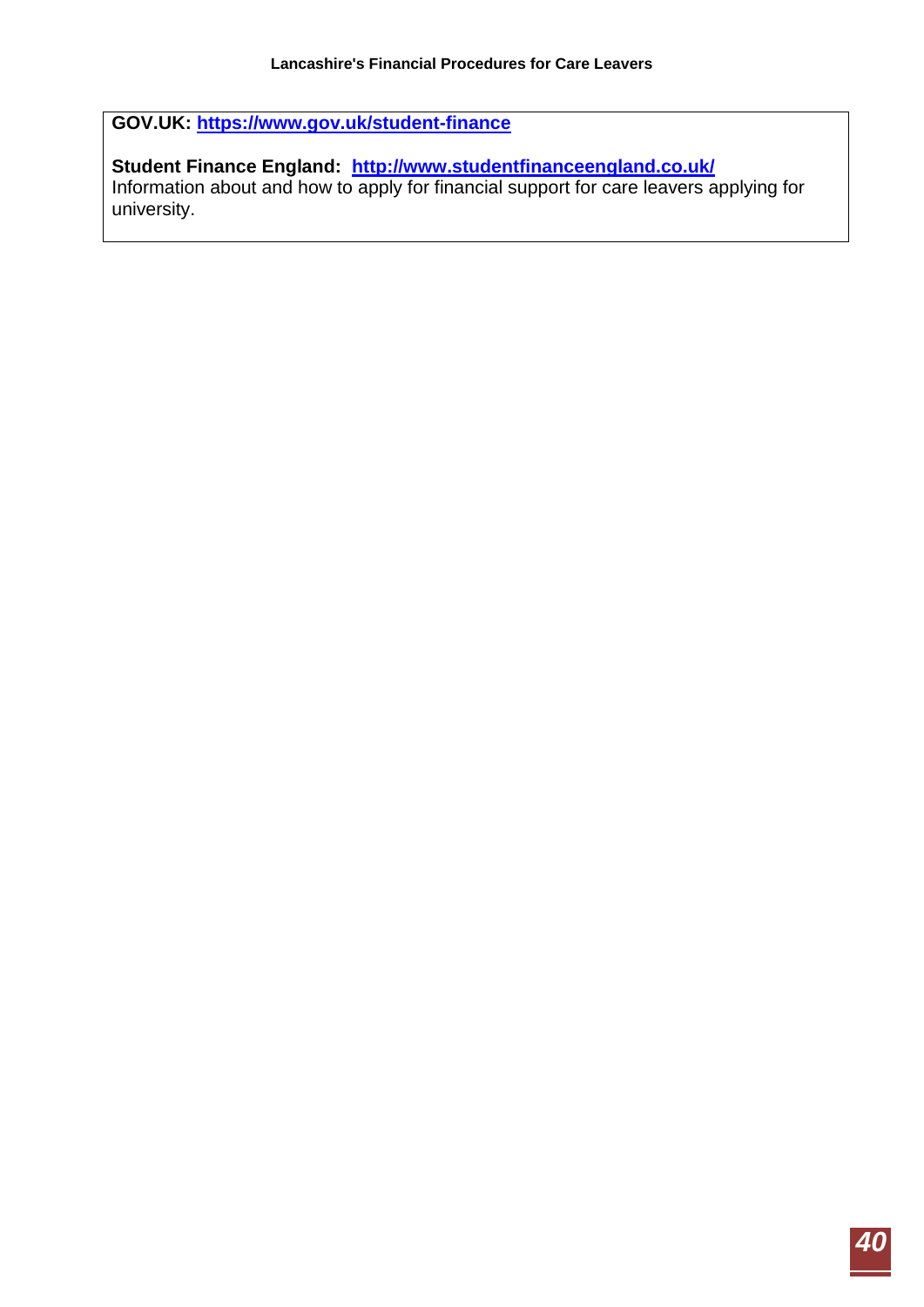**GOV.UK:** **https://www.gov.uk/student-finance**

**Student Finance England:** **http://www.studentfinanceengland.co.uk/**
Information about and how to apply for financial support for care leavers applying for university.